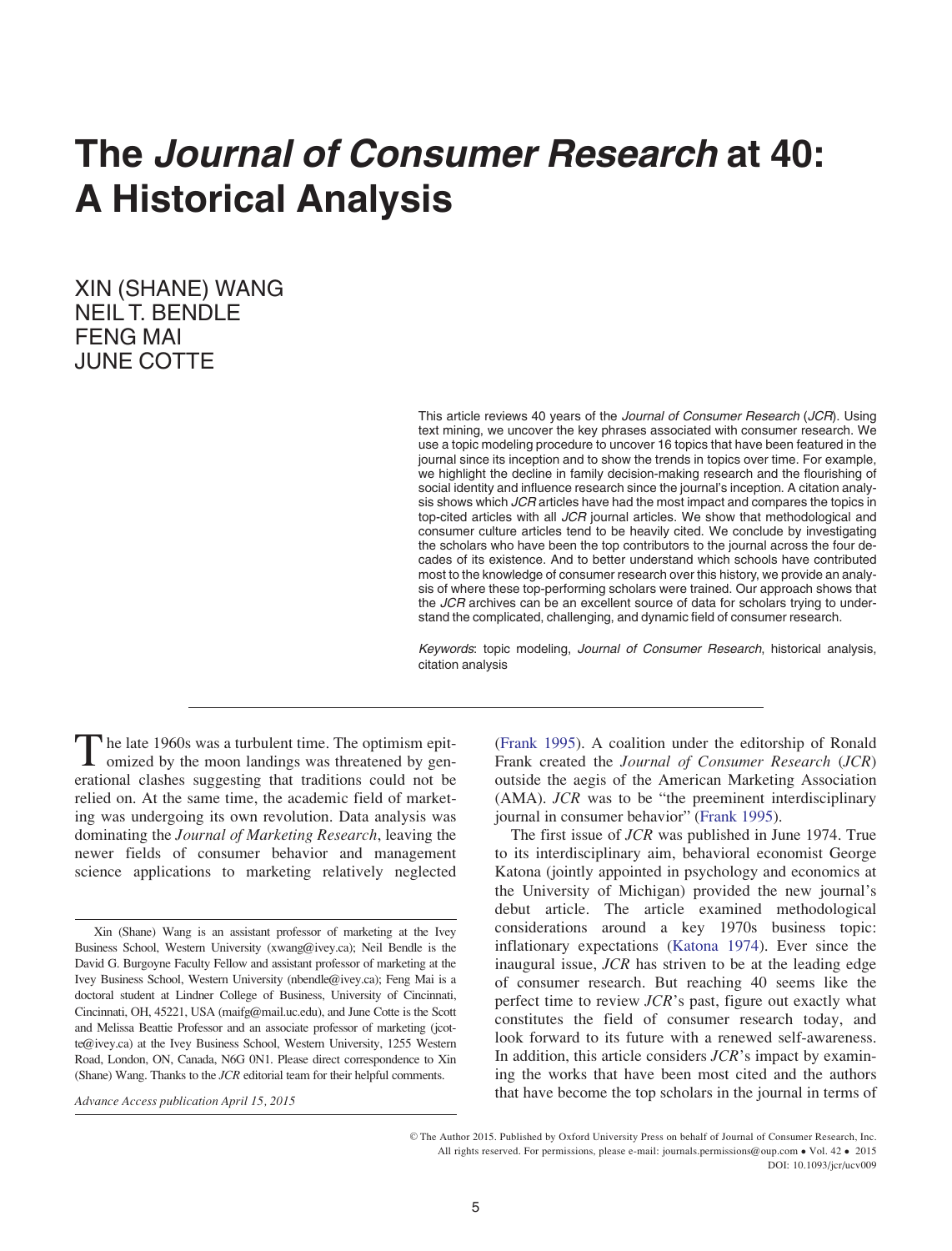# The *Journal of Consumer Research* at 40: A Historical Analysis

XIN (SHANE) WANG
NEIL T. BENDLE
FENG MAI
JUNE COTTE

This article reviews 40 years of the *Journal of Consumer Research* (*JCR*). Using text mining, we uncover the key phrases associated with consumer research. We use a topic modeling procedure to uncover 16 topics that have been featured in the journal since its inception and to show the trends in topics over time. For example, we highlight the decline in family decision-making research and the flourishing of social identity and influence research since the journal's inception. A citation analysis shows which *JCR* articles have had the most impact and compares the topics in top-cited articles with all *JCR* journal articles. We show that methodological and consumer culture articles tend to be heavily cited. We conclude by investigating the scholars who have been the top contributors to the journal across the four decades of its existence. And to better understand which schools have contributed most to the knowledge of consumer research over this history, we provide an analysis of where these top-performing scholars were trained. Our approach shows that the *JCR* archives can be an excellent source of data for scholars trying to understand the complicated, challenging, and dynamic field of consumer research.

*Keywords*: topic modeling, *Journal of Consumer Research*, historical analysis, citation analysis

---

The late 1960s was a turbulent time. The optimism epitomized by the moon landings was threatened by generational clashes suggesting that traditions could not be relied on. At the same time, the academic field of marketing was undergoing its own revolution. Data analysis was dominating the *Journal of Marketing Research*, leaving the newer fields of consumer behavior and management science applications to marketing relatively neglected (Frank 1995). A coalition under the editorship of Ronald Frank created the *Journal of Consumer Research* (*JCR*) outside the aegis of the American Marketing Association (AMA). *JCR* was to be "the preeminent interdisciplinary journal in consumer behavior" (Frank 1995).

The first issue of *JCR* was published in June 1974. True to its interdisciplinary aim, behavioral economist George Katona (jointly appointed in psychology and economics at the University of Michigan) provided the new journal's debut article. The article examined methodological considerations around a key 1970s business topic: inflationary expectations (Katona 1974). Ever since the inaugural issue, *JCR* has striven to be at the leading edge of consumer research. But reaching 40 seems like the perfect time to review *JCR*'s past, figure out exactly what constitutes the field of consumer research today, and look forward to its future with a renewed self-awareness. In addition, this article considers *JCR*'s impact by examining the works that have been most cited and the authors that have become the top scholars in the journal in terms of

Xin (Shane) Wang is an assistant professor of marketing at the Ivey Business School, Western University (xwang@ivey.ca); Neil Bendle is the David G. Burgoyne Faculty Fellow and assistant professor of marketing at the Ivey Business School, Western University (nbendle@ivey.ca); Feng Mai is a doctoral student at Lindner College of Business, University of Cincinnati, Cincinnati, OH, 45221, USA (maifg@mail.uc.edu), and June Cotte is the Scott and Melissa Beattie Professor and an associate professor of marketing (jcotte@ivey.ca) at the Ivey Business School, Western University, 1255 Western Road, London, ON, Canada, N6G 0N1. Please direct correspondence to Xin (Shane) Wang. Thanks to the *JCR* editorial team for their helpful comments.

*Advance Access publication April 15, 2015*

© The Author 2015. Published by Oxford University Press on behalf of Journal of Consumer Research, Inc. All rights reserved. For permissions, please e-mail: journals.permissions@oup.com • Vol. 42 • 2015
DOI: 10.1093/jcr/ucv009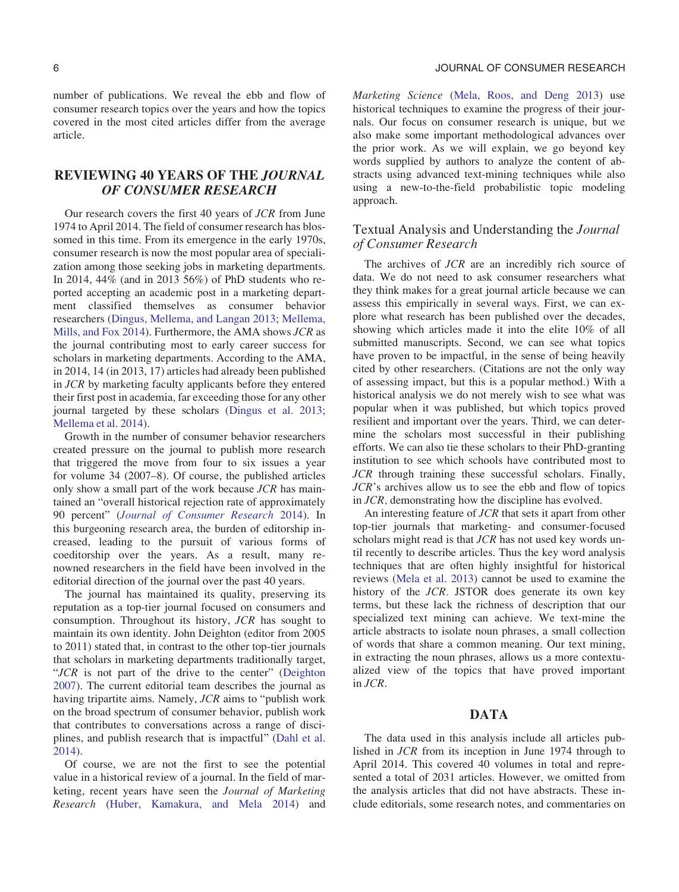number of publications. We reveal the ebb and flow of consumer research topics over the years and how the topics covered in the most cited articles differ from the average article.

## REVIEWING 40 YEARS OF THE *JOURNAL OF CONSUMER RESEARCH*

Our research covers the first 40 years of *JCR* from June 1974 to April 2014. The field of consumer research has blossomed in this time. From its emergence in the early 1970s, consumer research is now the most popular area of specialization among those seeking jobs in marketing departments. In 2014, 44% (and in 2013 56%) of PhD students who reported accepting an academic post in a marketing department classified themselves as consumer behavior researchers (Dingus, Mellema, and Langan 2013; Mellema, Mills, and Fox 2014). Furthermore, the AMA shows *JCR* as the journal contributing most to early career success for scholars in marketing departments. According to the AMA, in 2014, 14 (in 2013, 17) articles had already been published in *JCR* by marketing faculty applicants before they entered their first post in academia, far exceeding those for any other journal targeted by these scholars (Dingus et al. 2013; Mellema et al. 2014).

Growth in the number of consumer behavior researchers created pressure on the journal to publish more research that triggered the move from four to six issues a year for volume 34 (2007–8). Of course, the published articles only show a small part of the work because *JCR* has maintained an "overall historical rejection rate of approximately 90 percent" (*Journal of Consumer Research* 2014). In this burgeoning research area, the burden of editorship increased, leading to the pursuit of various forms of coeditorship over the years. As a result, many renowned researchers in the field have been involved in the editorial direction of the journal over the past 40 years.

The journal has maintained its quality, preserving its reputation as a top-tier journal focused on consumers and consumption. Throughout its history, *JCR* has sought to maintain its own identity. John Deighton (editor from 2005 to 2011) stated that, in contrast to the other top-tier journals that scholars in marketing departments traditionally target, "*JCR* is not part of the drive to the center" (Deighton 2007). The current editorial team describes the journal as having tripartite aims. Namely, *JCR* aims to "publish work on the broad spectrum of consumer behavior, publish work that contributes to conversations across a range of disciplines, and publish research that is impactful" (Dahl et al. 2014).

Of course, we are not the first to see the potential value in a historical review of a journal. In the field of marketing, recent years have seen the *Journal of Marketing Research* (Huber, Kamakura, and Mela 2014) and *Marketing Science* (Mela, Roos, and Deng 2013) use historical techniques to examine the progress of their journals. Our focus on consumer research is unique, but we also make some important methodological advances over the prior work. As we will explain, we go beyond key words supplied by authors to analyze the content of abstracts using advanced text-mining techniques while also using a new-to-the-field probabilistic topic modeling approach.

### Textual Analysis and Understanding the *Journal of Consumer Research*

The archives of *JCR* are an incredibly rich source of data. We do not need to ask consumer researchers what they think makes for a great journal article because we can assess this empirically in several ways. First, we can explore what research has been published over the decades, showing which articles made it into the elite 10% of all submitted manuscripts. Second, we can see what topics have proven to be impactful, in the sense of being heavily cited by other researchers. (Citations are not the only way of assessing impact, but this is a popular method.) With a historical analysis we do not merely wish to see what was popular when it was published, but which topics proved resilient and important over the years. Third, we can determine the scholars most successful in their publishing efforts. We can also tie these scholars to their PhD-granting institution to see which schools have contributed most to *JCR* through training these successful scholars. Finally, *JCR*'s archives allow us to see the ebb and flow of topics in *JCR*, demonstrating how the discipline has evolved.

An interesting feature of *JCR* that sets it apart from other top-tier journals that marketing- and consumer-focused scholars might read is that *JCR* has not used key words until recently to describe articles. Thus the key word analysis techniques that are often highly insightful for historical reviews (Mela et al. 2013) cannot be used to examine the history of the *JCR*. JSTOR does generate its own key terms, but these lack the richness of description that our specialized text mining can achieve. We text-mine the article abstracts to isolate noun phrases, a small collection of words that share a common meaning. Our text mining, in extracting the noun phrases, allows us a more contextualized view of the topics that have proved important in *JCR*.

## DATA

The data used in this analysis include all articles published in *JCR* from its inception in June 1974 through to April 2014. This covered 40 volumes in total and represented a total of 2031 articles. However, we omitted from the analysis articles that did not have abstracts. These include editorials, some research notes, and commentaries on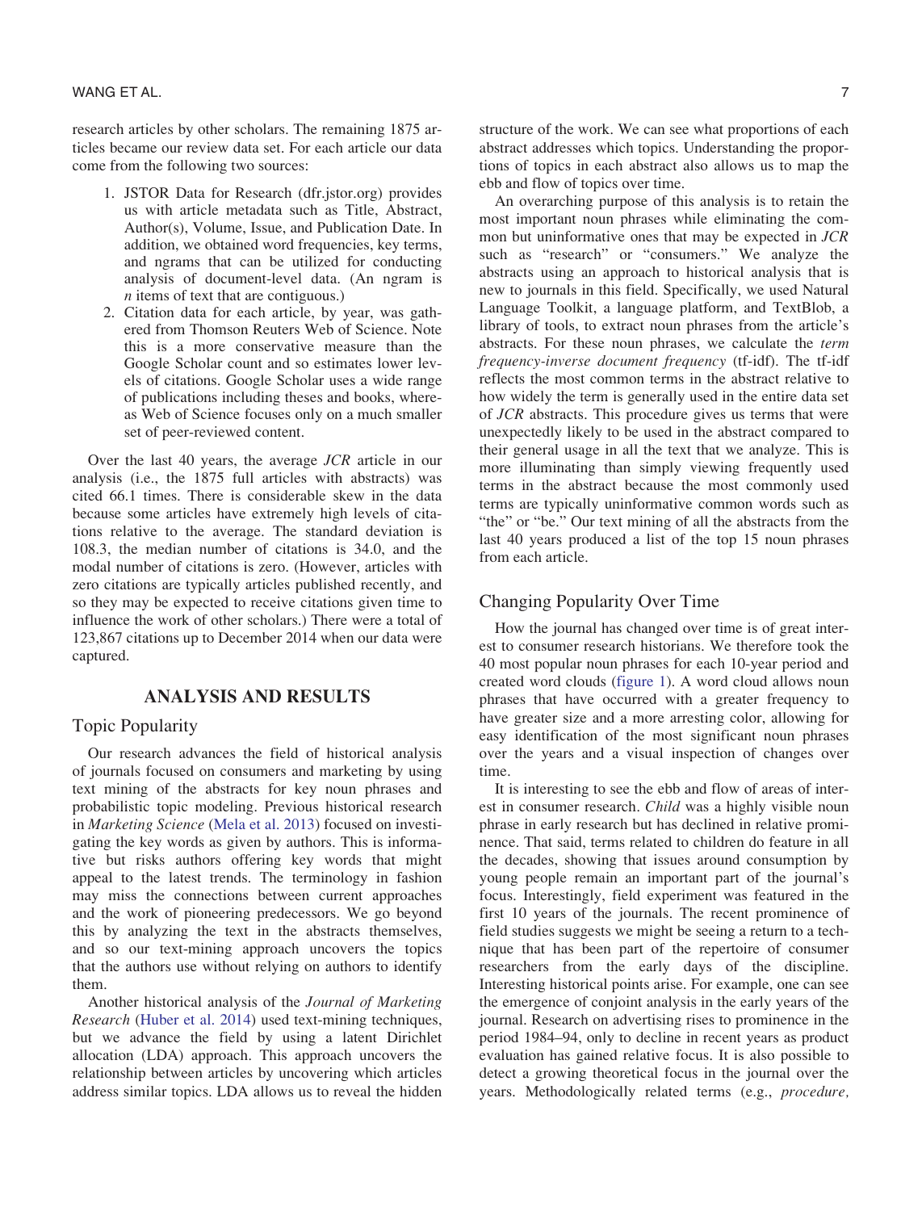research articles by other scholars. The remaining 1875 articles became our review data set. For each article our data come from the following two sources:

1. JSTOR Data for Research (dfr.jstor.org) provides us with article metadata such as Title, Abstract, Author(s), Volume, Issue, and Publication Date. In addition, we obtained word frequencies, key terms, and ngrams that can be utilized for conducting analysis of document-level data. (An ngram is *n* items of text that are contiguous.)
2. Citation data for each article, by year, was gathered from Thomson Reuters Web of Science. Note this is a more conservative measure than the Google Scholar count and so estimates lower levels of citations. Google Scholar uses a wide range of publications including theses and books, whereas Web of Science focuses only on a much smaller set of peer-reviewed content.

Over the last 40 years, the average *JCR* article in our analysis (i.e., the 1875 full articles with abstracts) was cited 66.1 times. There is considerable skew in the data because some articles have extremely high levels of citations relative to the average. The standard deviation is 108.3, the median number of citations is 34.0, and the modal number of citations is zero. (However, articles with zero citations are typically articles published recently, and so they may be expected to receive citations given time to influence the work of other scholars.) There were a total of 123,867 citations up to December 2014 when our data were captured.

## ANALYSIS AND RESULTS

### Topic Popularity

Our research advances the field of historical analysis of journals focused on consumers and marketing by using text mining of the abstracts for key noun phrases and probabilistic topic modeling. Previous historical research in *Marketing Science* (Mela et al. 2013) focused on investigating the key words as given by authors. This is informative but risks authors offering key words that might appeal to the latest trends. The terminology in fashion may miss the connections between current approaches and the work of pioneering predecessors. We go beyond this by analyzing the text in the abstracts themselves, and so our text-mining approach uncovers the topics that the authors use without relying on authors to identify them.

Another historical analysis of the *Journal of Marketing Research* (Huber et al. 2014) used text-mining techniques, but we advance the field by using a latent Dirichlet allocation (LDA) approach. This approach uncovers the relationship between articles by uncovering which articles address similar topics. LDA allows us to reveal the hidden structure of the work. We can see what proportions of each abstract addresses which topics. Understanding the proportions of topics in each abstract also allows us to map the ebb and flow of topics over time.

An overarching purpose of this analysis is to retain the most important noun phrases while eliminating the common but uninformative ones that may be expected in *JCR* such as "research" or "consumers." We analyze the abstracts using an approach to historical analysis that is new to journals in this field. Specifically, we used Natural Language Toolkit, a language platform, and TextBlob, a library of tools, to extract noun phrases from the article's abstracts. For these noun phrases, we calculate the *term frequency-inverse document frequency* (tf-idf). The tf-idf reflects the most common terms in the abstract relative to how widely the term is generally used in the entire data set of *JCR* abstracts. This procedure gives us terms that were unexpectedly likely to be used in the abstract compared to their general usage in all the text that we analyze. This is more illuminating than simply viewing frequently used terms in the abstract because the most commonly used terms are typically uninformative common words such as "the" or "be." Our text mining of all the abstracts from the last 40 years produced a list of the top 15 noun phrases from each article.

### Changing Popularity Over Time

How the journal has changed over time is of great interest to consumer research historians. We therefore took the 40 most popular noun phrases for each 10-year period and created word clouds (figure 1). A word cloud allows noun phrases that have occurred with a greater frequency to have greater size and a more arresting color, allowing for easy identification of the most significant noun phrases over the years and a visual inspection of changes over time.

It is interesting to see the ebb and flow of areas of interest in consumer research. *Child* was a highly visible noun phrase in early research but has declined in relative prominence. That said, terms related to children do feature in all the decades, showing that issues around consumption by young people remain an important part of the journal's focus. Interestingly, field experiment was featured in the first 10 years of the journals. The recent prominence of field studies suggests we might be seeing a return to a technique that has been part of the repertoire of consumer researchers from the early days of the discipline. Interesting historical points arise. For example, one can see the emergence of conjoint analysis in the early years of the journal. Research on advertising rises to prominence in the period 1984–94, only to decline in recent years as product evaluation has gained relative focus. It is also possible to detect a growing theoretical focus in the journal over the years. Methodologically related terms (e.g., *procedure,*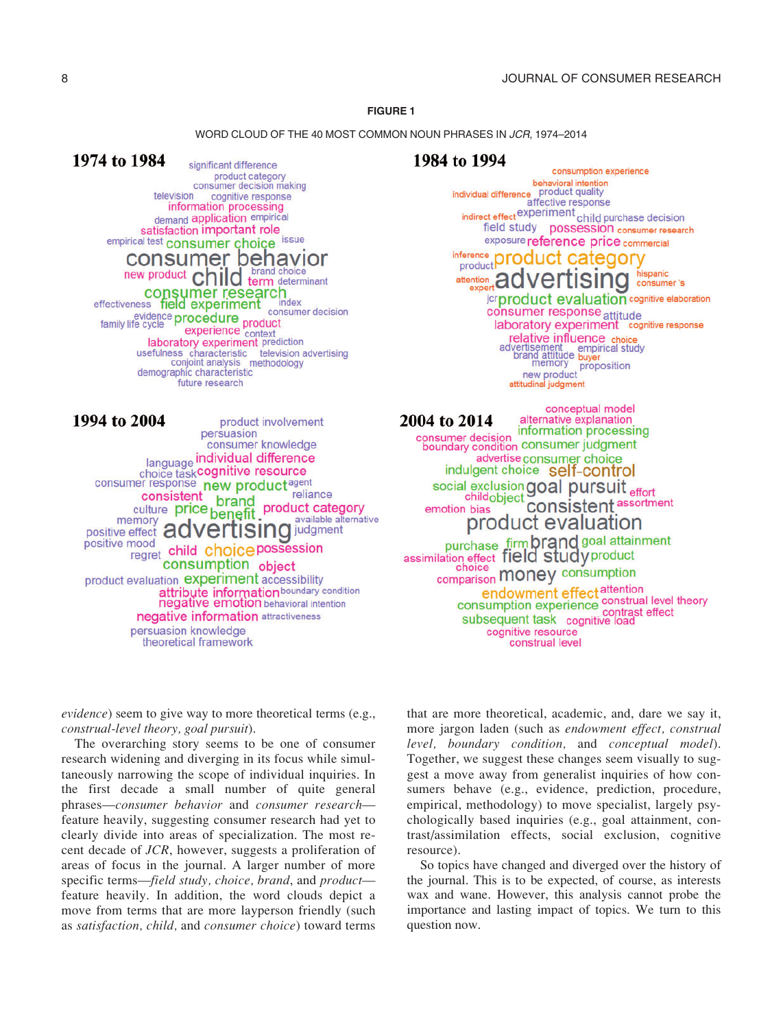**FIGURE 1**

WORD CLOUD OF THE 40 MOST COMMON NOUN PHRASES IN *JCR*, 1974–2014

**1974 to 1984**

significant difference, product category, consumer decision making, television, cognitive response, information processing, demand, application, empirical, satisfaction, important role, empirical test, consumer choice, issue, consumer behavior, new product, child, brand choice, term, determinant, consumer research, effectiveness, field experiment, index, evidence, procedure, consumer decision, family life cycle, product, experience, context, laboratory experiment, prediction, usefulness, characteristic, television advertising, conjoint analysis, methodology, demographic characteristic, future research

**1984 to 1994**

consumption experience, behavioral intention, individual difference, product quality, affective response, indirect effect, experiment, child purchase decision, field study, possession, consumer research, exposure, reference price, commercial, inference, product, product category, attention, advertising, hispanic consumer 's, expert, jcr, product evaluation, cognitive elaboration, consumer response, attitude, laboratory experiment, cognitive response, relative influence, choice, advertisement, empirical study, brand attitude, buyer, memory, proposition, new product, attitudinal judgment

**1994 to 2004**

product involvement, persuasion, consumer knowledge, language, individual difference, choice task, cognitive resource, consumer response, new product, agent, consistent, brand, reliance, culture, price, benefit, product category, memory, available alternative, positive effect, advertising, judgment, positive mood, regret, child, choice, possession, consumption, object, product evaluation, experiment, accessibility, attribute information, boundary condition, negative emotion, behavioral intention, negative information, attractiveness, persuasion knowledge, theoretical framework

**2004 to 2014**

conceptual model, alternative explanation, information processing, consumer decision, boundary condition, consumer judgment, advertise, consumer choice, indulgent choice, self-control, social exclusion, goal pursuit, effort, child, object, emotion, bias, consistent, assortment, product evaluation, purchase, firm, brand, goal attainment, assimilation effect, field study, product, choice, comparison, money, consumption, endowment effect, attention, consumption experience, construal level theory, contrast effect, subsequent task, cognitive load, cognitive resource, construal level

*evidence*) seem to give way to more theoretical terms (e.g., *construal-level theory, goal pursuit*).

The overarching story seems to be one of consumer research widening and diverging in its focus while simultaneously narrowing the scope of individual inquiries. In the first decade a small number of quite general phrases—*consumer behavior* and *consumer research*—feature heavily, suggesting consumer research had yet to clearly divide into areas of specialization. The most recent decade of *JCR*, however, suggests a proliferation of areas of focus in the journal. A larger number of more specific terms—*field study, choice, brand*, and *product*—feature heavily. In addition, the word clouds depict a move from terms that are more layperson friendly (such as *satisfaction, child,* and *consumer choice*) toward terms that are more theoretical, academic, and, dare we say it, more jargon laden (such as *endowment effect, construal level, boundary condition,* and *conceptual model*). Together, we suggest these changes seem visually to suggest a move away from generalist inquiries of how consumers behave (e.g., evidence, prediction, procedure, empirical, methodology) to move specialist, largely psychologically based inquiries (e.g., goal attainment, contrast/assimilation effects, social exclusion, cognitive resource).

So topics have changed and diverged over the history of the journal. This is to be expected, of course, as interests wax and wane. However, this analysis cannot probe the importance and lasting impact of topics. We turn to this question now.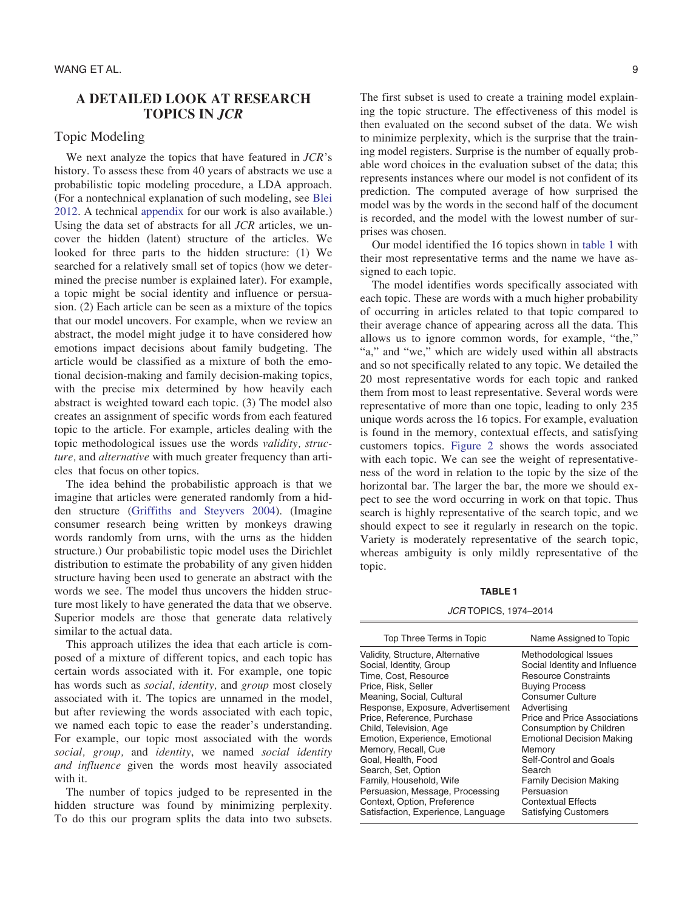## A DETAILED LOOK AT RESEARCH TOPICS IN *JCR*

### Topic Modeling

We next analyze the topics that have featured in *JCR*'s history. To assess these from 40 years of abstracts we use a probabilistic topic modeling procedure, a LDA approach. (For a nontechnical explanation of such modeling, see Blei 2012. A technical appendix for our work is also available.) Using the data set of abstracts for all *JCR* articles, we uncover the hidden (latent) structure of the articles. We looked for three parts to the hidden structure: (1) We searched for a relatively small set of topics (how we determined the precise number is explained later). For example, a topic might be social identity and influence or persuasion. (2) Each article can be seen as a mixture of the topics that our model uncovers. For example, when we review an abstract, the model might judge it to have considered how emotions impact decisions about family budgeting. The article would be classified as a mixture of both the emotional decision-making and family decision-making topics, with the precise mix determined by how heavily each abstract is weighted toward each topic. (3) The model also creates an assignment of specific words from each featured topic to the article. For example, articles dealing with the topic methodological issues use the words *validity, structure,* and *alternative* with much greater frequency than articles that focus on other topics.

The idea behind the probabilistic approach is that we imagine that articles were generated randomly from a hidden structure (Griffiths and Steyvers 2004). (Imagine consumer research being written by monkeys drawing words randomly from urns, with the urns as the hidden structure.) Our probabilistic topic model uses the Dirichlet distribution to estimate the probability of any given hidden structure having been used to generate an abstract with the words we see. The model thus uncovers the hidden structure most likely to have generated the data that we observe. Superior models are those that generate data relatively similar to the actual data.

This approach utilizes the idea that each article is composed of a mixture of different topics, and each topic has certain words associated with it. For example, one topic has words such as *social, identity,* and *group* most closely associated with it. The topics are unnamed in the model, but after reviewing the words associated with each topic, we named each topic to ease the reader's understanding. For example, our topic most associated with the words *social, group,* and *identity*, we named *social identity and influence* given the words most heavily associated with it.

The number of topics judged to be represented in the hidden structure was found by minimizing perplexity. To do this our program splits the data into two subsets. The first subset is used to create a training model explaining the topic structure. The effectiveness of this model is then evaluated on the second subset of the data. We wish to minimize perplexity, which is the surprise that the training model registers. Surprise is the number of equally probable word choices in the evaluation subset of the data; this represents instances where our model is not confident of its prediction. The computed average of how surprised the model was by the words in the second half of the document is recorded, and the model with the lowest number of surprises was chosen.

Our model identified the 16 topics shown in table 1 with their most representative terms and the name we have assigned to each topic.

The model identifies words specifically associated with each topic. These are words with a much higher probability of occurring in articles related to that topic compared to their average chance of appearing across all the data. This allows us to ignore common words, for example, "the," "a," and "we," which are widely used within all abstracts and so not specifically related to any topic. We detailed the 20 most representative words for each topic and ranked them from most to least representative. Several words were representative of more than one topic, leading to only 235 unique words across the 16 topics. For example, evaluation is found in the memory, contextual effects, and satisfying customers topics. Figure 2 shows the words associated with each topic. We can see the weight of representativeness of the word in relation to the topic by the size of the horizontal bar. The larger the bar, the more we should expect to see the word occurring in work on that topic. Thus search is highly representative of the search topic, and we should expect to see it regularly in research on the topic. Variety is moderately representative of the search topic, whereas ambiguity is only mildly representative of the topic.

**TABLE 1**

*JCR* TOPICS, 1974–2014

| Top Three Terms in Topic | Name Assigned to Topic |
|---|---|
| Validity, Structure, Alternative | Methodological Issues |
| Social, Identity, Group | Social Identity and Influence |
| Time, Cost, Resource | Resource Constraints |
| Price, Risk, Seller | Buying Process |
| Meaning, Social, Cultural | Consumer Culture |
| Response, Exposure, Advertisement | Advertising |
| Price, Reference, Purchase | Price and Price Associations |
| Child, Television, Age | Consumption by Children |
| Emotion, Experience, Emotional | Emotional Decision Making |
| Memory, Recall, Cue | Memory |
| Goal, Health, Food | Self-Control and Goals |
| Search, Set, Option | Search |
| Family, Household, Wife | Family Decision Making |
| Persuasion, Message, Processing | Persuasion |
| Context, Option, Preference | Contextual Effects |
| Satisfaction, Experience, Language | Satisfying Customers |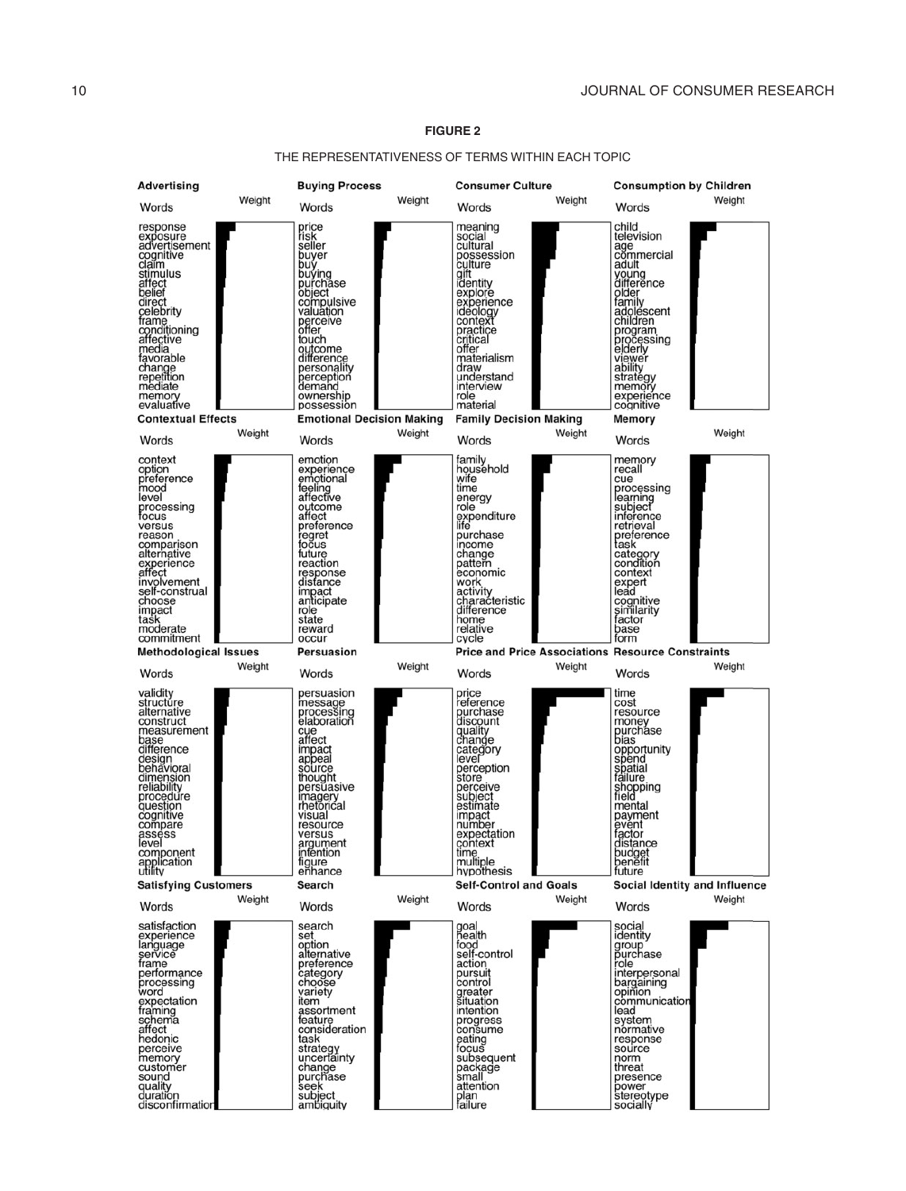**FIGURE 2**

THE REPRESENTATIVENESS OF TERMS WITHIN EACH TOPIC

**Advertising** (Words / Weight): response, exposure, advertisement, cognitive, claim, stimulus, affect, belief, direct, celebrity, frame, conditioning, affective, media, favorable, change, repetition, mediate, memory, evaluative

**Buying Process** (Words / Weight): price, risk, seller, buyer, buy, buying, purchase, object, compulsive, valuation, perceive, offer, touch, outcome, difference, personality, perception, demand, ownership, possession

**Consumer Culture** (Words / Weight): meaning, social, cultural, possession, culture, gift, identity, explore, experience, ideology, context, practice, critical, offer, materialism, draw, understand, interview, role, material

**Consumption by Children** (Words / Weight): child, television, age, commercial, adult, young, difference, older, family, adolescent, children, program, processing, elderly, viewer, ability, strategy, memory, experience, cognitive

**Contextual Effects** (Words / Weight): context, option, preference, mood, level, processing, focus, versus, reason, comparison, alternative, experience, affect, involvement, self-construal, choose, impact, task, moderate, commitment

**Emotional Decision Making** (Words / Weight): emotion, experience, emotional, feeling, affective, outcome, affect, preference, regret, focus, future, reaction, response, distance, impact, anticipate, role, state, reward, occur

**Family Decision Making** (Words / Weight): family, household, wife, time, energy, role, expenditure, life, purchase, income, change, pattern, economic, work, activity, characteristic, difference, home, relative, cycle

**Memory** (Words / Weight): memory, recall, cue, processing, learning, subject, inference, retrieval, preference, task, category, condition, context, expert, lead, cognitive, similarity, factor, base, form

**Methodological Issues** (Words / Weight): validity, structure, alternative, construct, measurement, base, difference, design, behavioral, dimension, reliability, procedure, question, cognitive, compare, assess, level, component, application, utility

**Persuasion** (Words / Weight): persuasion, message, processing, elaboration, cue, affect, impact, appeal, source, thought, persuasive, imagery, rhetorical, visual, resource, versus, argument, intention, figure, enhance

**Price and Price Associations** (Words / Weight): price, reference, purchase, discount, quality, change, category, level, perception, store, perceive, subject, estimate, impact, number, expectation, context, time, multiple, hypothesis

**Resource Constraints** (Words / Weight): time, cost, resource, money, purchase, bias, opportunity, spend, spatial, failure, shopping, field, mental, payment, event, factor, distance, budget, benefit, future

**Satisfying Customers** (Words / Weight): satisfaction, experience, language, service, frame, performance, processing, word, expectation, framing, schema, affect, hedonic, perceive, memory, customer, sound, quality, duration, disconfirmation

**Search** (Words / Weight): search, set, option, alternative, preference, category, choose, variety, item, assortment, feature, consideration, task, strategy, uncertainty, change, purchase, seek, subject, ambiguity

**Self-Control and Goals** (Words / Weight): goal, health, food, self-control, action, pursuit, control, greater, situation, intention, progress, consume, eating, focus, subsequent, package, small, attention, plan, failure

**Social Identity and Influence** (Words / Weight): social, identity, group, purchase, role, interpersonal, bargaining, opinion, communication, lead, system, normative, response, source, norm, threat, presence, power, stereotype, socially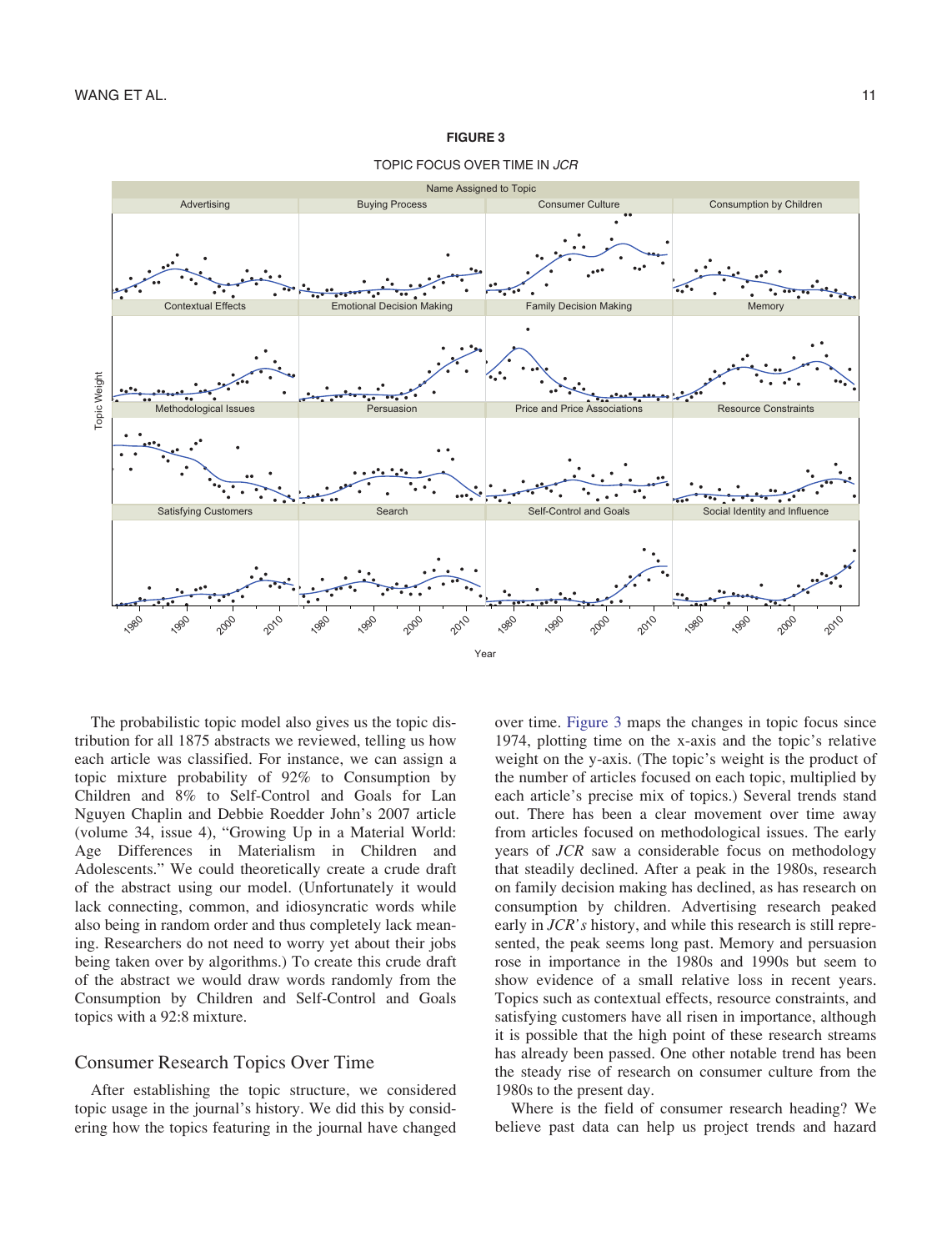**FIGURE 3**

TOPIC FOCUS OVER TIME IN *JCR*

The probabilistic topic model also gives us the topic distribution for all 1875 abstracts we reviewed, telling us how each article was classified. For instance, we can assign a topic mixture probability of 92% to Consumption by Children and 8% to Self-Control and Goals for Lan Nguyen Chaplin and Debbie Roedder John's 2007 article (volume 34, issue 4), "Growing Up in a Material World: Age Differences in Materialism in Children and Adolescents." We could theoretically create a crude draft of the abstract using our model. (Unfortunately it would lack connecting, common, and idiosyncratic words while also being in random order and thus completely lack meaning. Researchers do not need to worry yet about their jobs being taken over by algorithms.) To create this crude draft of the abstract we would draw words randomly from the Consumption by Children and Self-Control and Goals topics with a 92:8 mixture.

## Consumer Research Topics Over Time

After establishing the topic structure, we considered topic usage in the journal's history. We did this by considering how the topics featuring in the journal have changed over time. Figure 3 maps the changes in topic focus since 1974, plotting time on the x-axis and the topic's relative weight on the y-axis. (The topic's weight is the product of the number of articles focused on each topic, multiplied by each article's precise mix of topics.) Several trends stand out. There has been a clear movement over time away from articles focused on methodological issues. The early years of *JCR* saw a considerable focus on methodology that steadily declined. After a peak in the 1980s, research on family decision making has declined, as has research on consumption by children. Advertising research peaked early in *JCR's* history, and while this research is still represented, the peak seems long past. Memory and persuasion rose in importance in the 1980s and 1990s but seem to show evidence of a small relative loss in recent years. Topics such as contextual effects, resource constraints, and satisfying customers have all risen in importance, although it is possible that the high point of these research streams has already been passed. One other notable trend has been the steady rise of research on consumer culture from the 1980s to the present day.

Where is the field of consumer research heading? We believe past data can help us project trends and hazard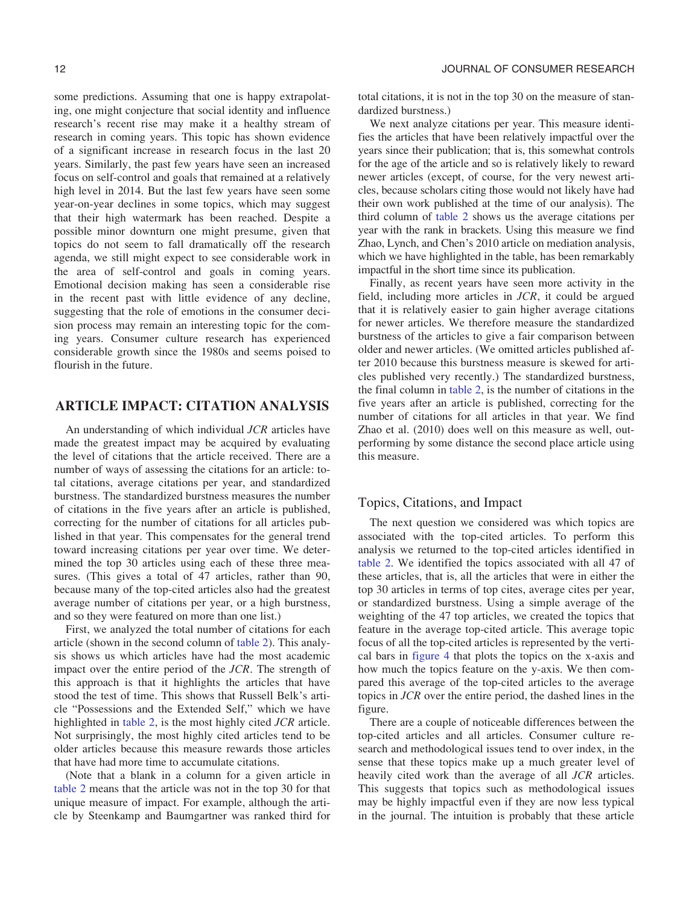some predictions. Assuming that one is happy extrapolating, one might conjecture that social identity and influence research's recent rise may make it a healthy stream of research in coming years. This topic has shown evidence of a significant increase in research focus in the last 20 years. Similarly, the past few years have seen an increased focus on self-control and goals that remained at a relatively high level in 2014. But the last few years have seen some year-on-year declines in some topics, which may suggest that their high watermark has been reached. Despite a possible minor downturn one might presume, given that topics do not seem to fall dramatically off the research agenda, we still might expect to see considerable work in the area of self-control and goals in coming years. Emotional decision making has seen a considerable rise in the recent past with little evidence of any decline, suggesting that the role of emotions in the consumer decision process may remain an interesting topic for the coming years. Consumer culture research has experienced considerable growth since the 1980s and seems poised to flourish in the future.

## ARTICLE IMPACT: CITATION ANALYSIS

An understanding of which individual *JCR* articles have made the greatest impact may be acquired by evaluating the level of citations that the article received. There are a number of ways of assessing the citations for an article: total citations, average citations per year, and standardized burstness. The standardized burstness measures the number of citations in the five years after an article is published, correcting for the number of citations for all articles published in that year. This compensates for the general trend toward increasing citations per year over time. We determined the top 30 articles using each of these three measures. (This gives a total of 47 articles, rather than 90, because many of the top-cited articles also had the greatest average number of citations per year, or a high burstness, and so they were featured on more than one list.)

First, we analyzed the total number of citations for each article (shown in the second column of table 2). This analysis shows us which articles have had the most academic impact over the entire period of the *JCR*. The strength of this approach is that it highlights the articles that have stood the test of time. This shows that Russell Belk's article "Possessions and the Extended Self," which we have highlighted in table 2, is the most highly cited *JCR* article. Not surprisingly, the most highly cited articles tend to be older articles because this measure rewards those articles that have had more time to accumulate citations.

(Note that a blank in a column for a given article in table 2 means that the article was not in the top 30 for that unique measure of impact. For example, although the article by Steenkamp and Baumgartner was ranked third for total citations, it is not in the top 30 on the measure of standardized burstness.)

We next analyze citations per year. This measure identifies the articles that have been relatively impactful over the years since their publication; that is, this somewhat controls for the age of the article and so is relatively likely to reward newer articles (except, of course, for the very newest articles, because scholars citing those would not likely have had their own work published at the time of our analysis). The third column of table 2 shows us the average citations per year with the rank in brackets. Using this measure we find Zhao, Lynch, and Chen's 2010 article on mediation analysis, which we have highlighted in the table, has been remarkably impactful in the short time since its publication.

Finally, as recent years have seen more activity in the field, including more articles in *JCR*, it could be argued that it is relatively easier to gain higher average citations for newer articles. We therefore measure the standardized burstness of the articles to give a fair comparison between older and newer articles. (We omitted articles published after 2010 because this burstness measure is skewed for articles published very recently.) The standardized burstness, the final column in table 2, is the number of citations in the five years after an article is published, correcting for the number of citations for all articles in that year. We find Zhao et al. (2010) does well on this measure as well, outperforming by some distance the second place article using this measure.

### Topics, Citations, and Impact

The next question we considered was which topics are associated with the top-cited articles. To perform this analysis we returned to the top-cited articles identified in table 2. We identified the topics associated with all 47 of these articles, that is, all the articles that were in either the top 30 articles in terms of top cites, average cites per year, or standardized burstness. Using a simple average of the weighting of the 47 top articles, we created the topics that feature in the average top-cited article. This average topic focus of all the top-cited articles is represented by the vertical bars in figure 4 that plots the topics on the x-axis and how much the topics feature on the y-axis. We then compared this average of the top-cited articles to the average topics in *JCR* over the entire period, the dashed lines in the figure.

There are a couple of noticeable differences between the top-cited articles and all articles. Consumer culture research and methodological issues tend to over index, in the sense that these topics make up a much greater level of heavily cited work than the average of all *JCR* articles. This suggests that topics such as methodological issues may be highly impactful even if they are now less typical in the journal. The intuition is probably that these article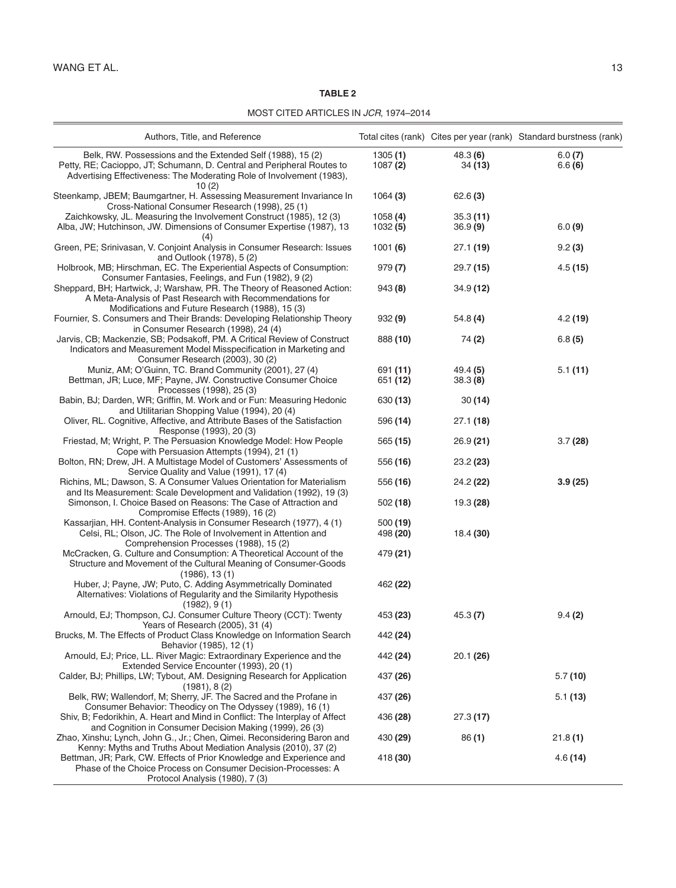**TABLE 2**

MOST CITED ARTICLES IN *JCR*, 1974–2014

| Authors, Title, and Reference | Total cites (rank) | Cites per year (rank) | Standard burstness (rank) |
|---|---|---|---|
| Belk, RW. Possessions and the Extended Self (1988), 15 (2) | 1305 **(1)** | 48.3 **(6)** | 6.0 **(7)** |
| Petty, RE; Cacioppo, JT; Schumann, D. Central and Peripheral Routes to Advertising Effectiveness: The Moderating Role of Involvement (1983), 10 (2) | 1087 **(2)** | 34 **(13)** | 6.6 **(6)** |
| Steenkamp, JBEM; Baumgartner, H. Assessing Measurement Invariance In Cross-National Consumer Research (1998), 25 (1) | 1064 **(3)** | 62.6 **(3)** | |
| Zaichkowsky, JL. Measuring the Involvement Construct (1985), 12 (3) | 1058 **(4)** | 35.3 **(11)** | |
| Alba, JW; Hutchinson, JW. Dimensions of Consumer Expertise (1987), 13 (4) | 1032 **(5)** | 36.9 **(9)** | 6.0 **(9)** |
| Green, PE; Srinivasan, V. Conjoint Analysis in Consumer Research: Issues and Outlook (1978), 5 (2) | 1001 **(6)** | 27.1 **(19)** | 9.2 **(3)** |
| Holbrook, MB; Hirschman, EC. The Experiential Aspects of Consumption: Consumer Fantasies, Feelings, and Fun (1982), 9 (2) | 979 **(7)** | 29.7 **(15)** | 4.5 **(15)** |
| Sheppard, BH; Hartwick, J; Warshaw, PR. The Theory of Reasoned Action: A Meta-Analysis of Past Research with Recommendations for Modifications and Future Research (1988), 15 (3) | 943 **(8)** | 34.9 **(12)** | |
| Fournier, S. Consumers and Their Brands: Developing Relationship Theory in Consumer Research (1998), 24 (4) | 932 **(9)** | 54.8 **(4)** | 4.2 **(19)** |
| Jarvis, CB; Mackenzie, SB; Podsakoff, PM. A Critical Review of Construct Indicators and Measurement Model Misspecification in Marketing and Consumer Research (2003), 30 (2) | 888 **(10)** | 74 **(2)** | 6.8 **(5)** |
| Muniz, AM; O'Guinn, TC. Brand Community (2001), 27 (4) | 691 **(11)** | 49.4 **(5)** | 5.1 **(11)** |
| Bettman, JR; Luce, MF; Payne, JW. Constructive Consumer Choice Processes (1998), 25 (3) | 651 **(12)** | 38.3 **(8)** | |
| Babin, BJ; Darden, WR; Griffin, M. Work and or Fun: Measuring Hedonic and Utilitarian Shopping Value (1994), 20 (4) | 630 **(13)** | 30 **(14)** | |
| Oliver, RL. Cognitive, Affective, and Attribute Bases of the Satisfaction Response (1993), 20 (3) | 596 **(14)** | 27.1 **(18)** | |
| Friestad, M; Wright, P. The Persuasion Knowledge Model: How People Cope with Persuasion Attempts (1994), 21 (1) | 565 **(15)** | 26.9 **(21)** | 3.7 **(28)** |
| Bolton, RN; Drew, JH. A Multistage Model of Customers' Assessments of Service Quality and Value (1991), 17 (4) | 556 **(16)** | 23.2 **(23)** | |
| Richins, ML; Dawson, S. A Consumer Values Orientation for Materialism and Its Measurement: Scale Development and Validation (1992), 19 (3) | 556 **(16)** | 24.2 **(22)** | **3.9 (25)** |
| Simonson, I. Choice Based on Reasons: The Case of Attraction and Compromise Effects (1989), 16 (2) | 502 **(18)** | 19.3 **(28)** | |
| Kassarjian, HH. Content-Analysis in Consumer Research (1977), 4 (1) | 500 **(19)** | | |
| Celsi, RL; Olson, JC. The Role of Involvement in Attention and Comprehension Processes (1988), 15 (2) | 498 **(20)** | 18.4 **(30)** | |
| McCracken, G. Culture and Consumption: A Theoretical Account of the Structure and Movement of the Cultural Meaning of Consumer-Goods (1986), 13 (1) | 479 **(21)** | | |
| Huber, J; Payne, JW; Puto, C. Adding Asymmetrically Dominated Alternatives: Violations of Regularity and the Similarity Hypothesis (1982), 9 (1) | 462 **(22)** | | |
| Arnould, EJ; Thompson, CJ. Consumer Culture Theory (CCT): Twenty Years of Research (2005), 31 (4) | 453 **(23)** | 45.3 **(7)** | 9.4 **(2)** |
| Brucks, M. The Effects of Product Class Knowledge on Information Search Behavior (1985), 12 (1) | 442 **(24)** | | |
| Arnould, EJ; Price, LL. River Magic: Extraordinary Experience and the Extended Service Encounter (1993), 20 (1) | 442 **(24)** | 20.1 **(26)** | |
| Calder, BJ; Phillips, LW; Tybout, AM. Designing Research for Application (1981), 8 (2) | 437 **(26)** | | 5.7 **(10)** |
| Belk, RW; Wallendorf, M; Sherry, JF. The Sacred and the Profane in Consumer Behavior: Theodicy on The Odyssey (1989), 16 (1) | 437 **(26)** | | 5.1 **(13)** |
| Shiv, B; Fedorikhin, A. Heart and Mind in Conflict: The Interplay of Affect and Cognition in Consumer Decision Making (1999), 26 (3) | 436 **(28)** | 27.3 **(17)** | |
| Zhao, Xinshu; Lynch, John G., Jr.; Chen, Qimei. Reconsidering Baron and Kenny: Myths and Truths About Mediation Analysis (2010), 37 (2) | 430 **(29)** | 86 **(1)** | 21.8 **(1)** |
| Bettman, JR; Park, CW. Effects of Prior Knowledge and Experience and Phase of the Choice Process on Consumer Decision-Processes: A Protocol Analysis (1980), 7 (3) | 418 **(30)** | | 4.6 **(14)** |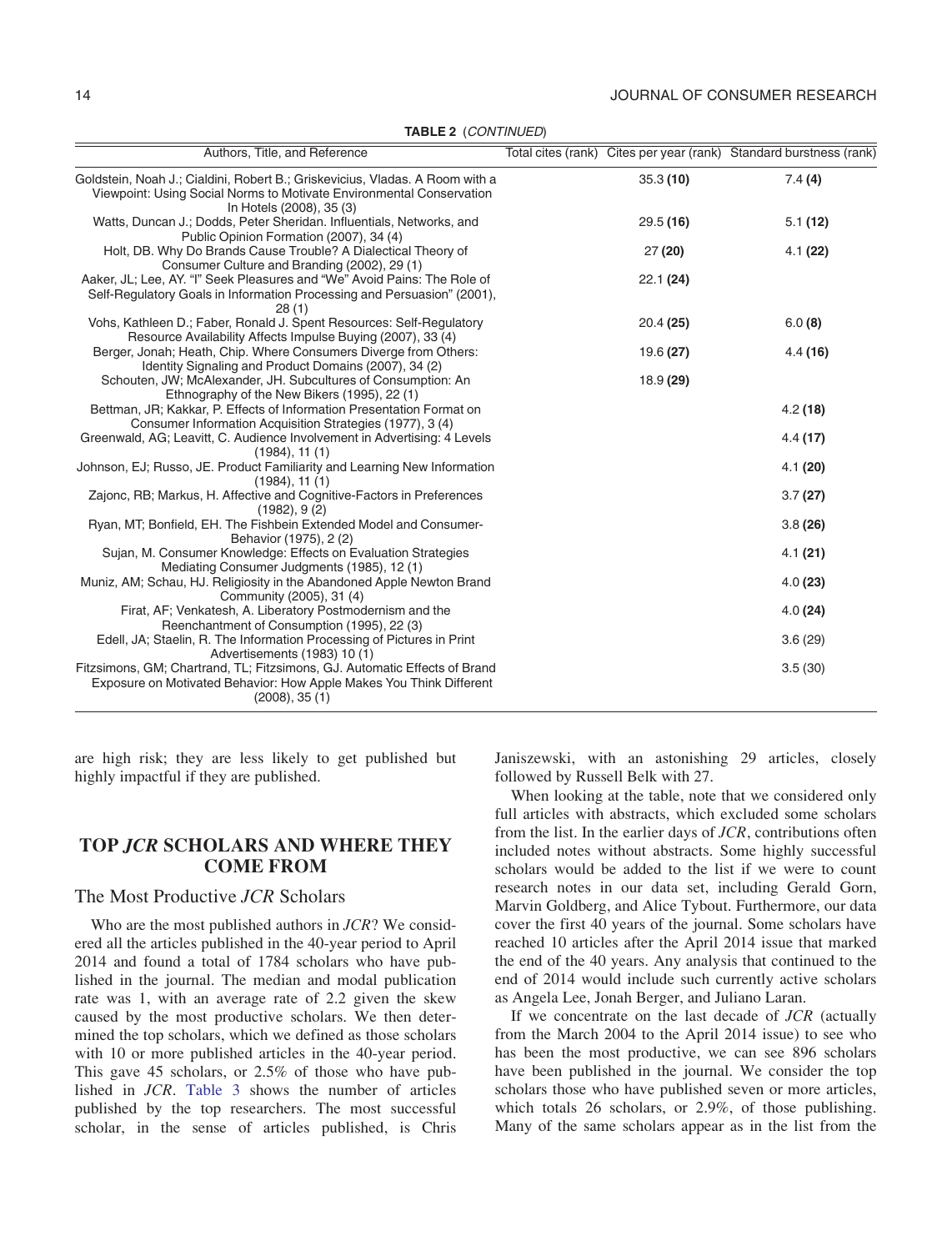**TABLE 2** (*CONTINUED*)

| Authors, Title, and Reference | Total cites (rank) | Cites per year (rank) | Standard burstness (rank) |
|---|---|---|---|
| Goldstein, Noah J.; Cialdini, Robert B.; Griskevicius, Vladas. A Room with a Viewpoint: Using Social Norms to Motivate Environmental Conservation In Hotels (2008), 35 (3) | | 35.3 **(10)** | 7.4 **(4)** |
| Watts, Duncan J.; Dodds, Peter Sheridan. Influentials, Networks, and Public Opinion Formation (2007), 34 (4) | | 29.5 **(16)** | 5.1 **(12)** |
| Holt, DB. Why Do Brands Cause Trouble? A Dialectical Theory of Consumer Culture and Branding (2002), 29 (1) | | 27 **(20)** | 4.1 **(22)** |
| Aaker, JL; Lee, AY. "I" Seek Pleasures and "We" Avoid Pains: The Role of Self-Regulatory Goals in Information Processing and Persuasion" (2001), 28 (1) | | 22.1 **(24)** | |
| Vohs, Kathleen D.; Faber, Ronald J. Spent Resources: Self-Regulatory Resource Availability Affects Impulse Buying (2007), 33 (4) | | 20.4 **(25)** | 6.0 **(8)** |
| Berger, Jonah; Heath, Chip. Where Consumers Diverge from Others: Identity Signaling and Product Domains (2007), 34 (2) | | 19.6 **(27)** | 4.4 **(16)** |
| Schouten, JW; McAlexander, JH. Subcultures of Consumption: An Ethnography of the New Bikers (1995), 22 (1) | | 18.9 **(29)** | |
| Bettman, JR; Kakkar, P. Effects of Information Presentation Format on Consumer Information Acquisition Strategies (1977), 3 (4) | | | 4.2 **(18)** |
| Greenwald, AG; Leavitt, C. Audience Involvement in Advertising: 4 Levels (1984), 11 (1) | | | 4.4 **(17)** |
| Johnson, EJ; Russo, JE. Product Familiarity and Learning New Information (1984), 11 (1) | | | 4.1 **(20)** |
| Zajonc, RB; Markus, H. Affective and Cognitive-Factors in Preferences (1982), 9 (2) | | | 3.7 **(27)** |
| Ryan, MT; Bonfield, EH. The Fishbein Extended Model and Consumer-Behavior (1975), 2 (2) | | | 3.8 **(26)** |
| Sujan, M. Consumer Knowledge: Effects on Evaluation Strategies Mediating Consumer Judgments (1985), 12 (1) | | | 4.1 **(21)** |
| Muniz, AM; Schau, HJ. Religiosity in the Abandoned Apple Newton Brand Community (2005), 31 (4) | | | 4.0 **(23)** |
| Firat, AF; Venkatesh, A. Liberatory Postmodernism and the Reenchantment of Consumption (1995), 22 (3) | | | 4.0 **(24)** |
| Edell, JA; Staelin, R. The Information Processing of Pictures in Print Advertisements (1983) 10 (1) | | | 3.6 (29) |
| Fitzsimons, GM; Chartrand, TL; Fitzsimons, GJ. Automatic Effects of Brand Exposure on Motivated Behavior: How Apple Makes You Think Different (2008), 35 (1) | | | 3.5 (30) |

are high risk; they are less likely to get published but highly impactful if they are published.

## TOP *JCR* SCHOLARS AND WHERE THEY COME FROM

### The Most Productive *JCR* Scholars

Who are the most published authors in *JCR*? We considered all the articles published in the 40-year period to April 2014 and found a total of 1784 scholars who have published in the journal. The median and modal publication rate was 1, with an average rate of 2.2 given the skew caused by the most productive scholars. We then determined the top scholars, which we defined as those scholars with 10 or more published articles in the 40-year period. This gave 45 scholars, or 2.5% of those who have published in *JCR*. Table 3 shows the number of articles published by the top researchers. The most successful scholar, in the sense of articles published, is Chris Janiszewski, with an astonishing 29 articles, closely followed by Russell Belk with 27.

When looking at the table, note that we considered only full articles with abstracts, which excluded some scholars from the list. In the earlier days of *JCR*, contributions often included notes without abstracts. Some highly successful scholars would be added to the list if we were to count research notes in our data set, including Gerald Gorn, Marvin Goldberg, and Alice Tybout. Furthermore, our data cover the first 40 years of the journal. Some scholars have reached 10 articles after the April 2014 issue that marked the end of the 40 years. Any analysis that continued to the end of 2014 would include such currently active scholars as Angela Lee, Jonah Berger, and Juliano Laran.

If we concentrate on the last decade of *JCR* (actually from the March 2004 to the April 2014 issue) to see who has been the most productive, we can see 896 scholars have been published in the journal. We consider the top scholars those who have published seven or more articles, which totals 26 scholars, or 2.9%, of those publishing. Many of the same scholars appear as in the list from the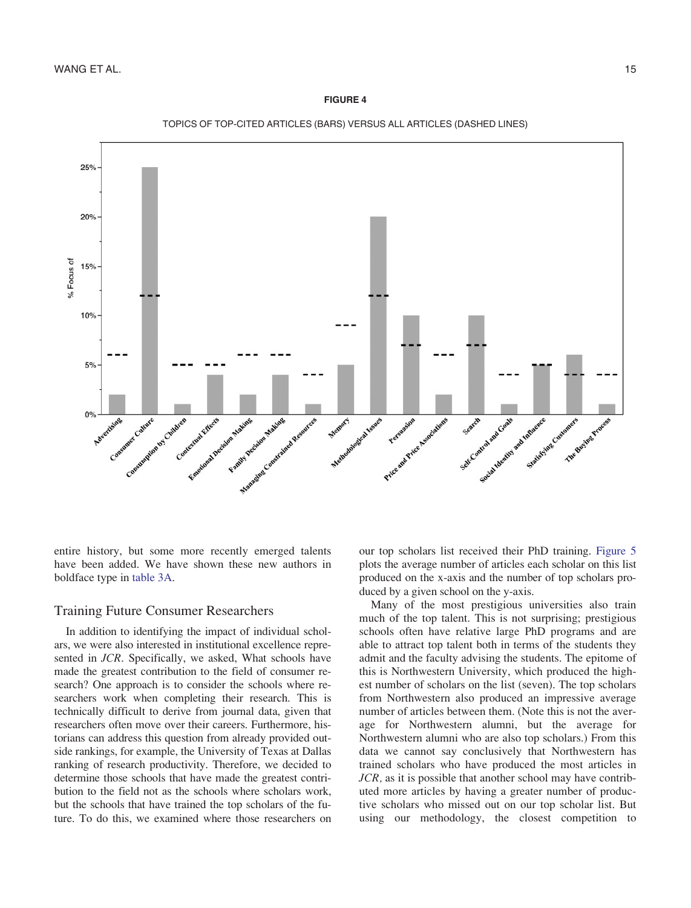**FIGURE 4**

TOPICS OF TOP-CITED ARTICLES (BARS) VERSUS ALL ARTICLES (DASHED LINES)

entire history, but some more recently emerged talents have been added. We have shown these new authors in boldface type in table 3A.

## Training Future Consumer Researchers

In addition to identifying the impact of individual scholars, we were also interested in institutional excellence represented in *JCR*. Specifically, we asked, What schools have made the greatest contribution to the field of consumer research? One approach is to consider the schools where researchers work when completing their research. This is technically difficult to derive from journal data, given that researchers often move over their careers. Furthermore, historians can address this question from already provided outside rankings, for example, the University of Texas at Dallas ranking of research productivity. Therefore, we decided to determine those schools that have made the greatest contribution to the field not as the schools where scholars work, but the schools that have trained the top scholars of the future. To do this, we examined where those researchers on our top scholars list received their PhD training. Figure 5 plots the average number of articles each scholar on this list produced on the x-axis and the number of top scholars produced by a given school on the y-axis.

Many of the most prestigious universities also train much of the top talent. This is not surprising; prestigious schools often have relative large PhD programs and are able to attract top talent both in terms of the students they admit and the faculty advising the students. The epitome of this is Northwestern University, which produced the highest number of scholars on the list (seven). The top scholars from Northwestern also produced an impressive average number of articles between them. (Note this is not the average for Northwestern alumni, but the average for Northwestern alumni who are also top scholars.) From this data we cannot say conclusively that Northwestern has trained scholars who have produced the most articles in *JCR*, as it is possible that another school may have contributed more articles by having a greater number of productive scholars who missed out on our top scholar list. But using our methodology, the closest competition to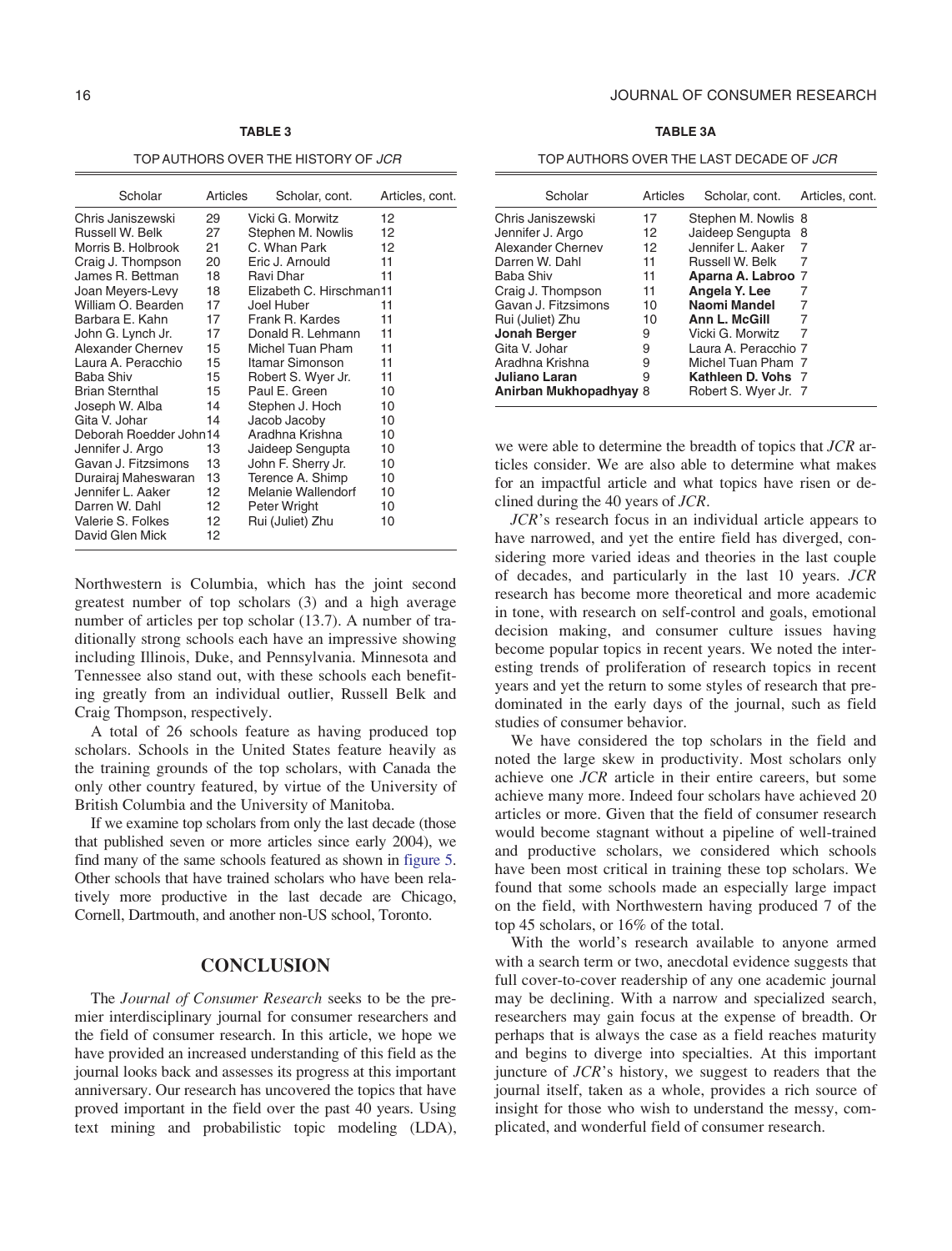**TABLE 3**

TOP AUTHORS OVER THE HISTORY OF *JCR*

| Scholar | Articles | Scholar, cont. | Articles, cont. |
|---|---|---|---|
| Chris Janiszewski | 29 | Vicki G. Morwitz | 12 |
| Russell W. Belk | 27 | Stephen M. Nowlis | 12 |
| Morris B. Holbrook | 21 | C. Whan Park | 12 |
| Craig J. Thompson | 20 | Eric J. Arnould | 11 |
| James R. Bettman | 18 | Ravi Dhar | 11 |
| Joan Meyers-Levy | 18 | Elizabeth C. Hirschman | 11 |
| William O. Bearden | 17 | Joel Huber | 11 |
| Barbara E. Kahn | 17 | Frank R. Kardes | 11 |
| John G. Lynch Jr. | 17 | Donald R. Lehmann | 11 |
| Alexander Chernev | 15 | Michel Tuan Pham | 11 |
| Laura A. Peracchio | 15 | Itamar Simonson | 11 |
| Baba Shiv | 15 | Robert S. Wyer Jr. | 11 |
| Brian Sternthal | 15 | Paul E. Green | 10 |
| Joseph W. Alba | 14 | Stephen J. Hoch | 10 |
| Gita V. Johar | 14 | Jacob Jacoby | 10 |
| Deborah Roedder John | 14 | Aradhna Krishna | 10 |
| Jennifer J. Argo | 13 | Jaideep Sengupta | 10 |
| Gavan J. Fitzsimons | 13 | John F. Sherry Jr. | 10 |
| Durairaj Maheswaran | 13 | Terence A. Shimp | 10 |
| Jennifer L. Aaker | 12 | Melanie Wallendorf | 10 |
| Darren W. Dahl | 12 | Peter Wright | 10 |
| Valerie S. Folkes | 12 | Rui (Juliet) Zhu | 10 |
| David Glen Mick | 12 | | |

Northwestern is Columbia, which has the joint second greatest number of top scholars (3) and a high average number of articles per top scholar (13.7). A number of traditionally strong schools each have an impressive showing including Illinois, Duke, and Pennsylvania. Minnesota and Tennessee also stand out, with these schools each benefiting greatly from an individual outlier, Russell Belk and Craig Thompson, respectively.

A total of 26 schools feature as having produced top scholars. Schools in the United States feature heavily as the training grounds of the top scholars, with Canada the only other country featured, by virtue of the University of British Columbia and the University of Manitoba.

If we examine top scholars from only the last decade (those that published seven or more articles since early 2004), we find many of the same schools featured as shown in figure 5. Other schools that have trained scholars who have been relatively more productive in the last decade are Chicago, Cornell, Dartmouth, and another non-US school, Toronto.

## CONCLUSION

The *Journal of Consumer Research* seeks to be the premier interdisciplinary journal for consumer researchers and the field of consumer research. In this article, we hope we have provided an increased understanding of this field as the journal looks back and assesses its progress at this important anniversary. Our research has uncovered the topics that have proved important in the field over the past 40 years. Using text mining and probabilistic topic modeling (LDA), we were able to determine the breadth of topics that *JCR* articles consider. We are also able to determine what makes for an impactful article and what topics have risen or declined during the 40 years of *JCR*.

*JCR*'s research focus in an individual article appears to have narrowed, and yet the entire field has diverged, considering more varied ideas and theories in the last couple of decades, and particularly in the last 10 years. *JCR* research has become more theoretical and more academic in tone, with research on self-control and goals, emotional decision making, and consumer culture issues having become popular topics in recent years. We noted the interesting trends of proliferation of research topics in recent years and yet the return to some styles of research that predominated in the early days of the journal, such as field studies of consumer behavior.

We have considered the top scholars in the field and noted the large skew in productivity. Most scholars only achieve one *JCR* article in their entire careers, but some achieve many more. Indeed four scholars have achieved 20 articles or more. Given that the field of consumer research would become stagnant without a pipeline of well-trained and productive scholars, we considered which schools have been most critical in training these top scholars. We found that some schools made an especially large impact on the field, with Northwestern having produced 7 of the top 45 scholars, or 16% of the total.

With the world's research available to anyone armed with a search term or two, anecdotal evidence suggests that full cover-to-cover readership of any one academic journal may be declining. With a narrow and specialized search, researchers may gain focus at the expense of breadth. Or perhaps that is always the case as a field reaches maturity and begins to diverge into specialties. At this important juncture of *JCR*'s history, we suggest to readers that the journal itself, taken as a whole, provides a rich source of insight for those who wish to understand the messy, complicated, and wonderful field of consumer research.

**TABLE 3A**

TOP AUTHORS OVER THE LAST DECADE OF *JCR*

| Scholar | Articles | Scholar, cont. | Articles, cont. |
|---|---|---|---|
| Chris Janiszewski | 17 | Stephen M. Nowlis | 8 |
| Jennifer J. Argo | 12 | Jaideep Sengupta | 8 |
| Alexander Chernev | 12 | Jennifer L. Aaker | 7 |
| Darren W. Dahl | 11 | Russell W. Belk | 7 |
| Baba Shiv | 11 | **Aparna A. Labroo** | 7 |
| Craig J. Thompson | 11 | **Angela Y. Lee** | 7 |
| Gavan J. Fitzsimons | 10 | **Naomi Mandel** | 7 |
| Rui (Juliet) Zhu | 10 | **Ann L. McGill** | 7 |
| **Jonah Berger** | 9 | Vicki G. Morwitz | 7 |
| Gita V. Johar | 9 | Laura A. Peracchio | 7 |
| Aradhna Krishna | 9 | Michel Tuan Pham | 7 |
| **Juliano Laran** | 9 | **Kathleen D. Vohs** | 7 |
| **Anirban Mukhopadhyay** | 8 | Robert S. Wyer Jr. | 7 |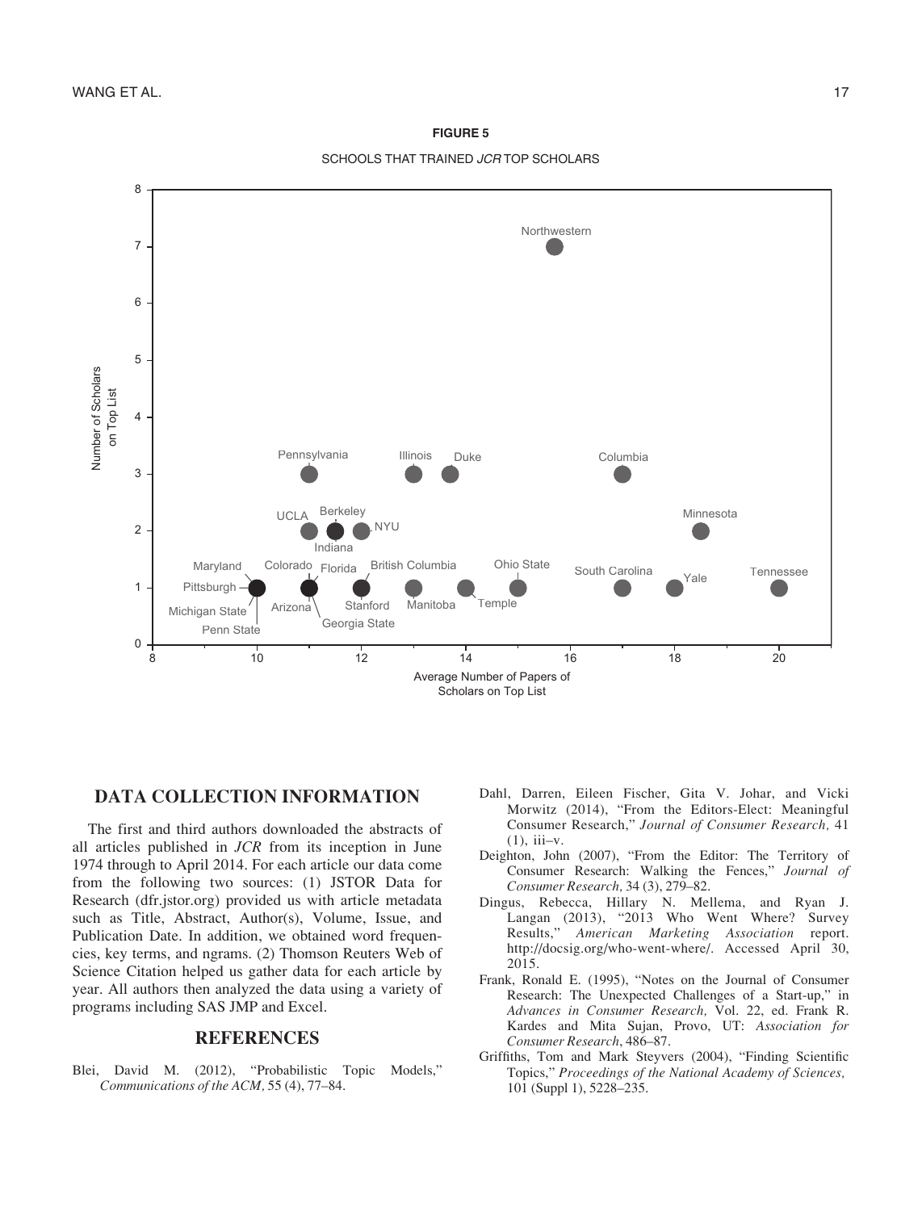**FIGURE 5**

SCHOOLS THAT TRAINED *JCR* TOP SCHOLARS

## DATA COLLECTION INFORMATION

The first and third authors downloaded the abstracts of all articles published in *JCR* from its inception in June 1974 through to April 2014. For each article our data come from the following two sources: (1) JSTOR Data for Research (dfr.jstor.org) provided us with article metadata such as Title, Abstract, Author(s), Volume, Issue, and Publication Date. In addition, we obtained word frequencies, key terms, and ngrams. (2) Thomson Reuters Web of Science Citation helped us gather data for each article by year. All authors then analyzed the data using a variety of programs including SAS JMP and Excel.

## REFERENCES

Blei, David M. (2012), "Probabilistic Topic Models," *Communications of the ACM,* 55 (4), 77–84.

Dahl, Darren, Eileen Fischer, Gita V. Johar, and Vicki Morwitz (2014), "From the Editors-Elect: Meaningful Consumer Research," *Journal of Consumer Research,* 41 (1), iii–v.

Deighton, John (2007), "From the Editor: The Territory of Consumer Research: Walking the Fences," *Journal of Consumer Research,* 34 (3), 279–82.

Dingus, Rebecca, Hillary N. Mellema, and Ryan J. Langan (2013), "2013 Who Went Where? Survey Results," *American Marketing Association* report. http://docsig.org/who-went-where/. Accessed April 30, 2015.

Frank, Ronald E. (1995), "Notes on the Journal of Consumer Research: The Unexpected Challenges of a Start-up," in *Advances in Consumer Research,* Vol. 22, ed. Frank R. Kardes and Mita Sujan, Provo, UT: *Association for Consumer Research*, 486–87.

Griffiths, Tom and Mark Steyvers (2004), "Finding Scientific Topics," *Proceedings of the National Academy of Sciences,* 101 (Suppl 1), 5228–235.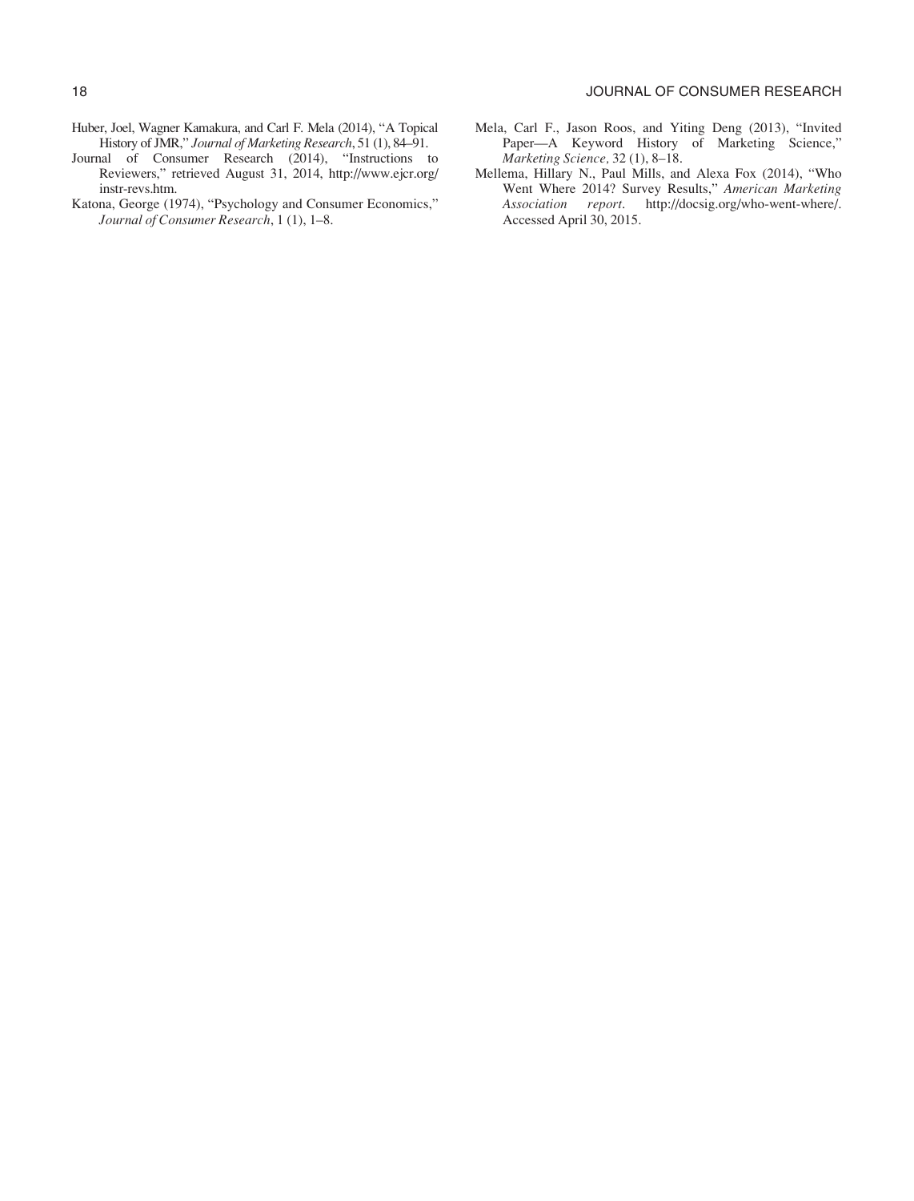Huber, Joel, Wagner Kamakura, and Carl F. Mela (2014), "A Topical History of JMR," *Journal of Marketing Research*, 51 (1), 84–91.

Journal of Consumer Research (2014), "Instructions to Reviewers," retrieved August 31, 2014, http://www.ejcr.org/instr-revs.htm.

Katona, George (1974), "Psychology and Consumer Economics," *Journal of Consumer Research*, 1 (1), 1–8.

Mela, Carl F., Jason Roos, and Yiting Deng (2013), "Invited Paper—A Keyword History of Marketing Science," *Marketing Science,* 32 (1), 8–18.

Mellema, Hillary N., Paul Mills, and Alexa Fox (2014), "Who Went Where 2014? Survey Results," *American Marketing Association report*. http://docsig.org/who-went-where/. Accessed April 30, 2015.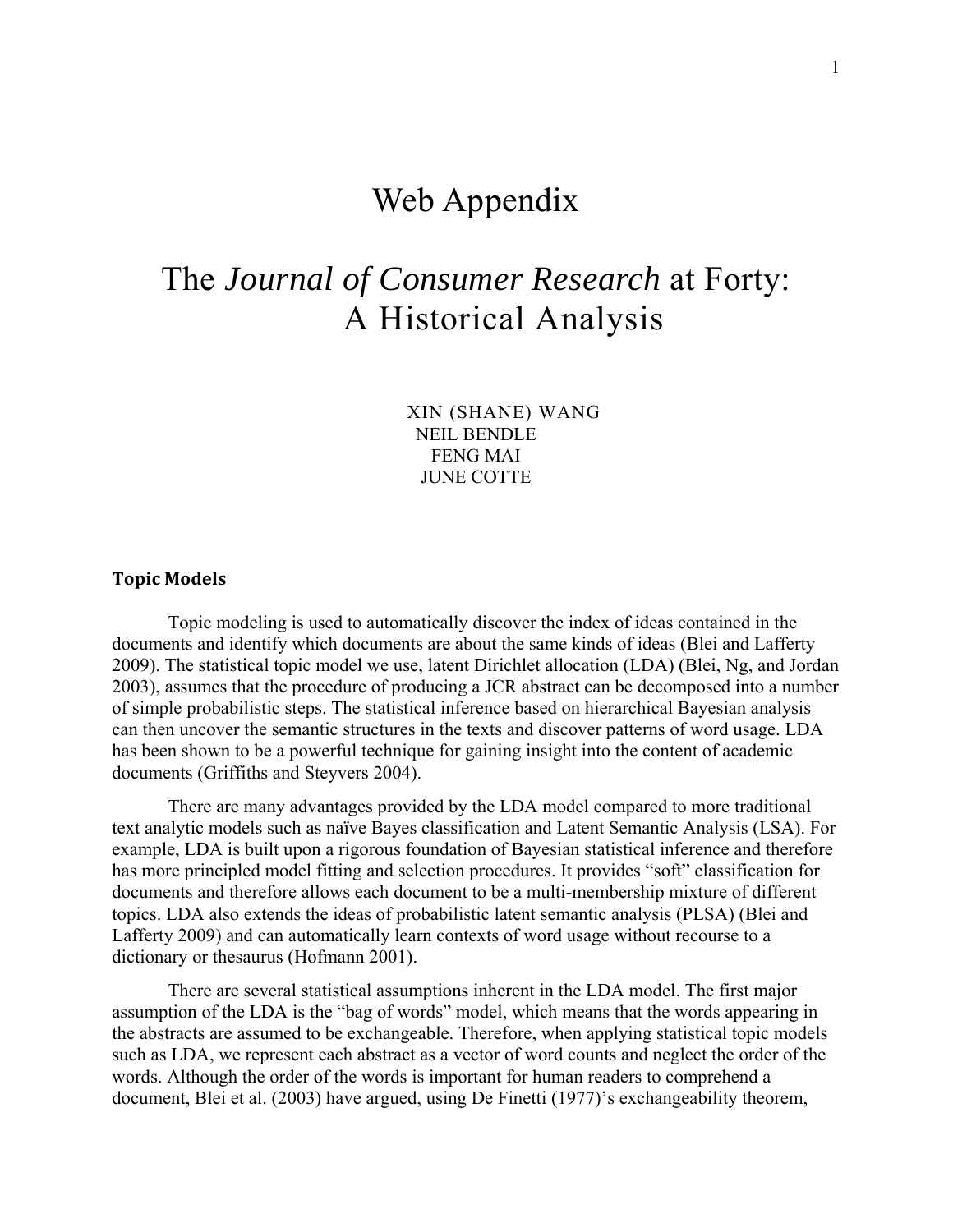# Web Appendix

# The *Journal of Consumer Research* at Forty: A Historical Analysis

XIN (SHANE) WANG
NEIL BENDLE
FENG MAI
JUNE COTTE

## Topic Models

Topic modeling is used to automatically discover the index of ideas contained in the documents and identify which documents are about the same kinds of ideas (Blei and Lafferty 2009). The statistical topic model we use, latent Dirichlet allocation (LDA) (Blei, Ng, and Jordan 2003), assumes that the procedure of producing a JCR abstract can be decomposed into a number of simple probabilistic steps. The statistical inference based on hierarchical Bayesian analysis can then uncover the semantic structures in the texts and discover patterns of word usage. LDA has been shown to be a powerful technique for gaining insight into the content of academic documents (Griffiths and Steyvers 2004).

There are many advantages provided by the LDA model compared to more traditional text analytic models such as naïve Bayes classification and Latent Semantic Analysis (LSA). For example, LDA is built upon a rigorous foundation of Bayesian statistical inference and therefore has more principled model fitting and selection procedures. It provides "soft" classification for documents and therefore allows each document to be a multi-membership mixture of different topics. LDA also extends the ideas of probabilistic latent semantic analysis (PLSA) (Blei and Lafferty 2009) and can automatically learn contexts of word usage without recourse to a dictionary or thesaurus (Hofmann 2001).

There are several statistical assumptions inherent in the LDA model. The first major assumption of the LDA is the "bag of words" model, which means that the words appearing in the abstracts are assumed to be exchangeable. Therefore, when applying statistical topic models such as LDA, we represent each abstract as a vector of word counts and neglect the order of the words. Although the order of the words is important for human readers to comprehend a document, Blei et al. (2003) have argued, using De Finetti (1977)'s exchangeability theorem,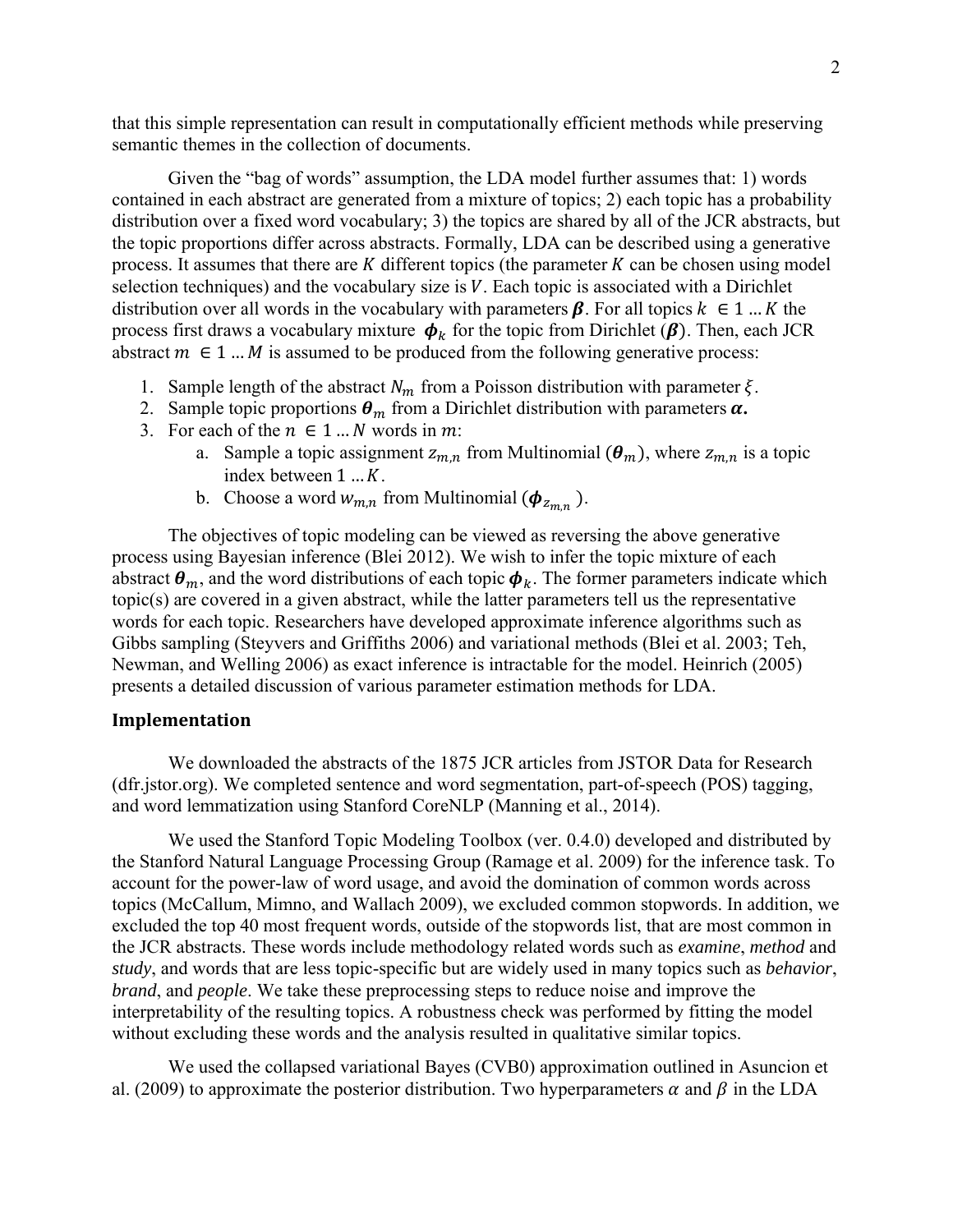that this simple representation can result in computationally efficient methods while preserving semantic themes in the collection of documents.

Given the "bag of words" assumption, the LDA model further assumes that: 1) words contained in each abstract are generated from a mixture of topics; 2) each topic has a probability distribution over a fixed word vocabulary; 3) the topics are shared by all of the JCR abstracts, but the topic proportions differ across abstracts. Formally, LDA can be described using a generative process. It assumes that there are $K$ different topics (the parameter $K$ can be chosen using model selection techniques) and the vocabulary size is $V$. Each topic is associated with a Dirichlet distribution over all words in the vocabulary with parameters $\boldsymbol{\beta}$. For all topics $k \in 1 \ldots K$ the process first draws a vocabulary mixture $\boldsymbol{\phi}_k$ for the topic from Dirichlet ($\boldsymbol{\beta}$). Then, each JCR abstract $m \in 1 \ldots M$ is assumed to be produced from the following generative process:

1. Sample length of the abstract $N_m$ from a Poisson distribution with parameter $\xi$.
2. Sample topic proportions $\boldsymbol{\theta}_m$ from a Dirichlet distribution with parameters $\boldsymbol{\alpha}$**.**
3. For each of the $n \in 1 \ldots N$ words in $m$:
   a. Sample a topic assignment $z_{m,n}$ from Multinomial ($\boldsymbol{\theta}_m$), where $z_{m,n}$ is a topic index between $1 \ldots K$.
   b. Choose a word $w_{m,n}$ from Multinomial ($\boldsymbol{\phi}_{z_{m,n}}$ ).

The objectives of topic modeling can be viewed as reversing the above generative process using Bayesian inference (Blei 2012). We wish to infer the topic mixture of each abstract $\boldsymbol{\theta}_m$, and the word distributions of each topic $\boldsymbol{\phi}_k$. The former parameters indicate which topic(s) are covered in a given abstract, while the latter parameters tell us the representative words for each topic. Researchers have developed approximate inference algorithms such as Gibbs sampling (Steyvers and Griffiths 2006) and variational methods (Blei et al. 2003; Teh, Newman, and Welling 2006) as exact inference is intractable for the model. Heinrich (2005) presents a detailed discussion of various parameter estimation methods for LDA.

## Implementation

We downloaded the abstracts of the 1875 JCR articles from JSTOR Data for Research (dfr.jstor.org). We completed sentence and word segmentation, part-of-speech (POS) tagging, and word lemmatization using Stanford CoreNLP (Manning et al., 2014).

We used the Stanford Topic Modeling Toolbox (ver. 0.4.0) developed and distributed by the Stanford Natural Language Processing Group (Ramage et al. 2009) for the inference task. To account for the power-law of word usage, and avoid the domination of common words across topics (McCallum, Mimno, and Wallach 2009), we excluded common stopwords. In addition, we excluded the top 40 most frequent words, outside of the stopwords list, that are most common in the JCR abstracts. These words include methodology related words such as *examine*, *method* and *study*, and words that are less topic-specific but are widely used in many topics such as *behavior*, *brand*, and *people*. We take these preprocessing steps to reduce noise and improve the interpretability of the resulting topics. A robustness check was performed by fitting the model without excluding these words and the analysis resulted in qualitative similar topics.

We used the collapsed variational Bayes (CVB0) approximation outlined in Asuncion et al. (2009) to approximate the posterior distribution. Two hyperparameters $\alpha$ and $\beta$ in the LDA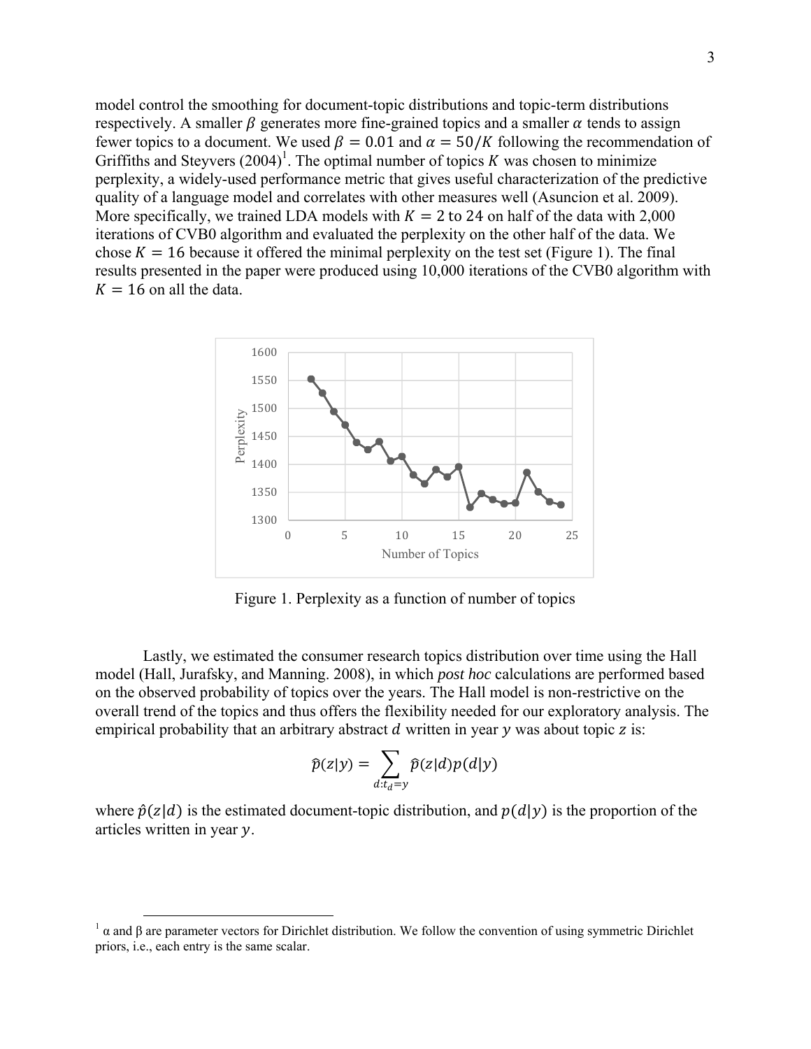model control the smoothing for document-topic distributions and topic-term distributions respectively. A smaller $\beta$ generates more fine-grained topics and a smaller $\alpha$ tends to assign fewer topics to a document. We used $\beta = 0.01$ and $\alpha = 50/K$ following the recommendation of Griffiths and Steyvers (2004)[1]. The optimal number of topics $K$ was chosen to minimize perplexity, a widely-used performance metric that gives useful characterization of the predictive quality of a language model and correlates with other measures well (Asuncion et al. 2009). More specifically, we trained LDA models with $K = 2$ to $24$ on half of the data with 2,000 iterations of CVB0 algorithm and evaluated the perplexity on the other half of the data. We chose $K = 16$ because it offered the minimal perplexity on the test set (Figure 1). The final results presented in the paper were produced using 10,000 iterations of the CVB0 algorithm with $K = 16$ on all the data.

Figure 1. Perplexity as a function of number of topics

Lastly, we estimated the consumer research topics distribution over time using the Hall model (Hall, Jurafsky, and Manning. 2008), in which *post hoc* calculations are performed based on the observed probability of topics over the years. The Hall model is non-restrictive on the overall trend of the topics and thus offers the flexibility needed for our exploratory analysis. The empirical probability that an arbitrary abstract $d$ written in year $y$ was about topic $z$ is:

$$\hat{p}(z|y) = \sum_{d:t_d=y} \hat{p}(z|d)p(d|y)$$

where $\hat{p}(z|d)$ is the estimated document-topic distribution, and $p(d|y)$ is the proportion of the articles written in year $y$.

[1] α and β are parameter vectors for Dirichlet distribution. We follow the convention of using symmetric Dirichlet priors, i.e., each entry is the same scalar.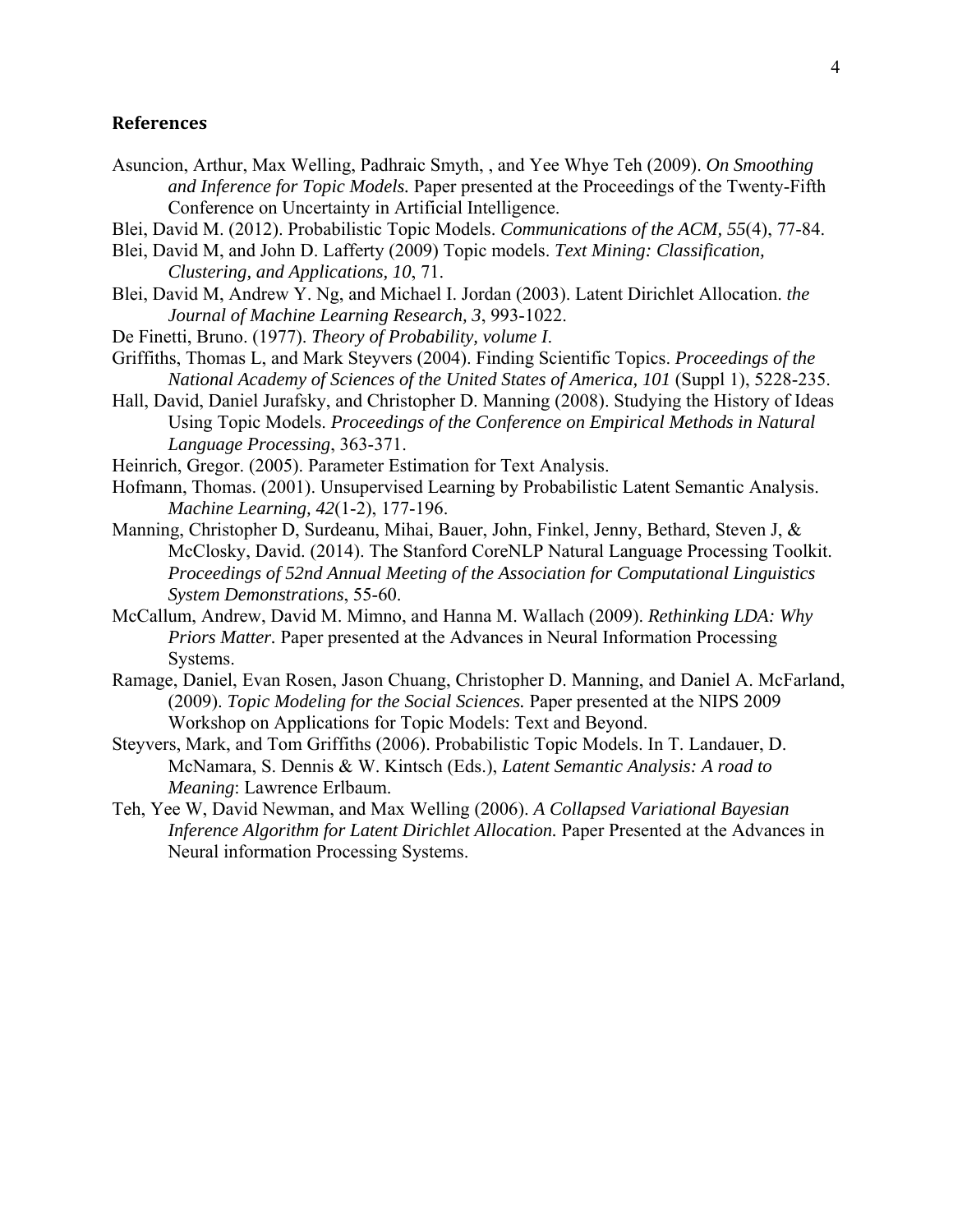## References

Asuncion, Arthur, Max Welling, Padhraic Smyth, , and Yee Whye Teh (2009). *On Smoothing and Inference for Topic Models.* Paper presented at the Proceedings of the Twenty-Fifth Conference on Uncertainty in Artificial Intelligence.

Blei, David M. (2012). Probabilistic Topic Models. *Communications of the ACM, 55*(4), 77-84.

Blei, David M, and John D. Lafferty (2009) Topic models. *Text Mining: Classification, Clustering, and Applications, 10*, 71.

Blei, David M, Andrew Y. Ng, and Michael I. Jordan (2003). Latent Dirichlet Allocation. *the Journal of Machine Learning Research, 3*, 993-1022.

De Finetti, Bruno. (1977). *Theory of Probability, volume I*.

Griffiths, Thomas L, and Mark Steyvers (2004). Finding Scientific Topics. *Proceedings of the National Academy of Sciences of the United States of America, 101* (Suppl 1), 5228-235.

Hall, David, Daniel Jurafsky, and Christopher D. Manning (2008). Studying the History of Ideas Using Topic Models. *Proceedings of the Conference on Empirical Methods in Natural Language Processing*, 363-371.

Heinrich, Gregor. (2005). Parameter Estimation for Text Analysis.

Hofmann, Thomas. (2001). Unsupervised Learning by Probabilistic Latent Semantic Analysis. *Machine Learning, 42*(1-2), 177-196.

Manning, Christopher D, Surdeanu, Mihai, Bauer, John, Finkel, Jenny, Bethard, Steven J, & McClosky, David. (2014). The Stanford CoreNLP Natural Language Processing Toolkit. *Proceedings of 52nd Annual Meeting of the Association for Computational Linguistics System Demonstrations*, 55-60.

McCallum, Andrew, David M. Mimno, and Hanna M. Wallach (2009). *Rethinking LDA: Why Priors Matter*. Paper presented at the Advances in Neural Information Processing Systems.

Ramage, Daniel, Evan Rosen, Jason Chuang, Christopher D. Manning, and Daniel A. McFarland, (2009). *Topic Modeling for the Social Sciences.* Paper presented at the NIPS 2009 Workshop on Applications for Topic Models: Text and Beyond.

Steyvers, Mark, and Tom Griffiths (2006). Probabilistic Topic Models. In T. Landauer, D. McNamara, S. Dennis & W. Kintsch (Eds.), *Latent Semantic Analysis: A road to Meaning*: Lawrence Erlbaum.

Teh, Yee W, David Newman, and Max Welling (2006). *A Collapsed Variational Bayesian Inference Algorithm for Latent Dirichlet Allocation.* Paper Presented at the Advances in Neural information Processing Systems.